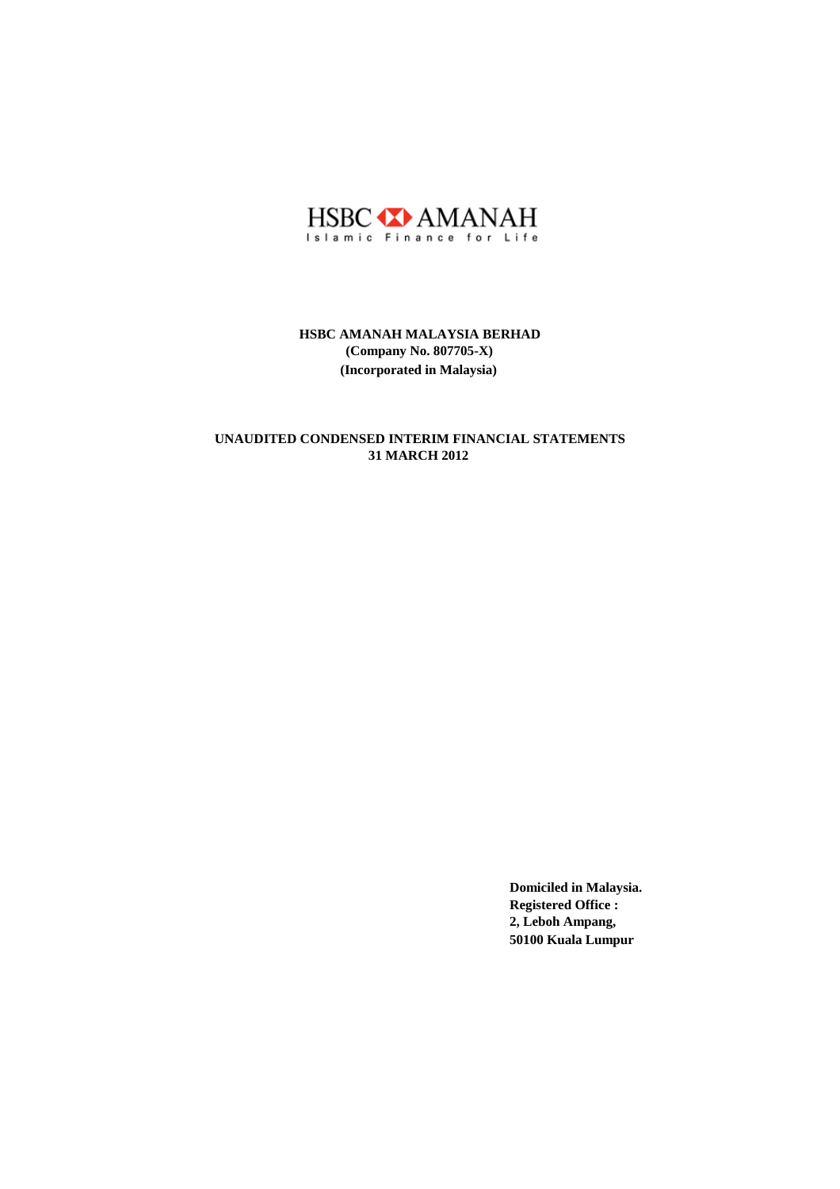HSBC AMANAH
Islamic Finance for Life

**HSBC AMANAH MALAYSIA BERHAD**
**(Company No. 807705-X)**
**(Incorporated in Malaysia)**

**UNAUDITED CONDENSED INTERIM FINANCIAL STATEMENTS**
**31 MARCH 2012**

**Domiciled in Malaysia.**
**Registered Office :**
**2, Leboh Ampang,**
**50100 Kuala Lumpur**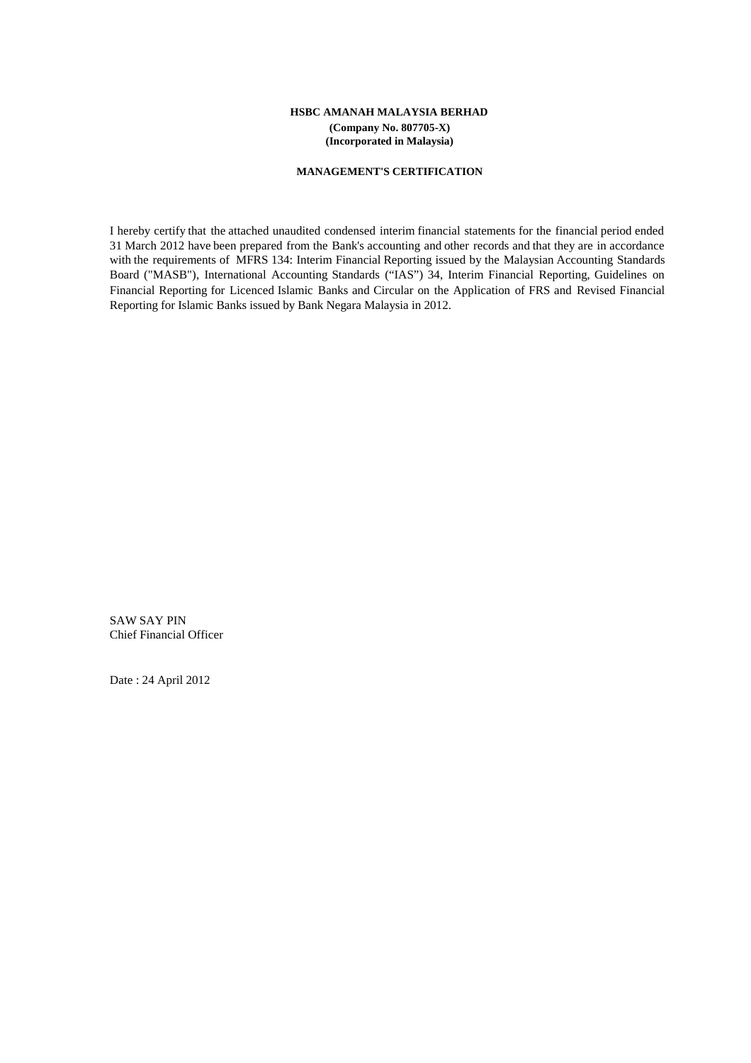**HSBC AMANAH MALAYSIA BERHAD**
**(Company No. 807705-X)**
**(Incorporated in Malaysia)**

**MANAGEMENT'S CERTIFICATION**

I hereby certify that the attached unaudited condensed interim financial statements for the financial period ended 31 March 2012 have been prepared from the Bank's accounting and other records and that they are in accordance with the requirements of MFRS 134: Interim Financial Reporting issued by the Malaysian Accounting Standards Board ("MASB"), International Accounting Standards ("IAS") 34, Interim Financial Reporting, Guidelines on Financial Reporting for Licenced Islamic Banks and Circular on the Application of FRS and Revised Financial Reporting for Islamic Banks issued by Bank Negara Malaysia in 2012.

SAW SAY PIN
Chief Financial Officer

Date : 24 April 2012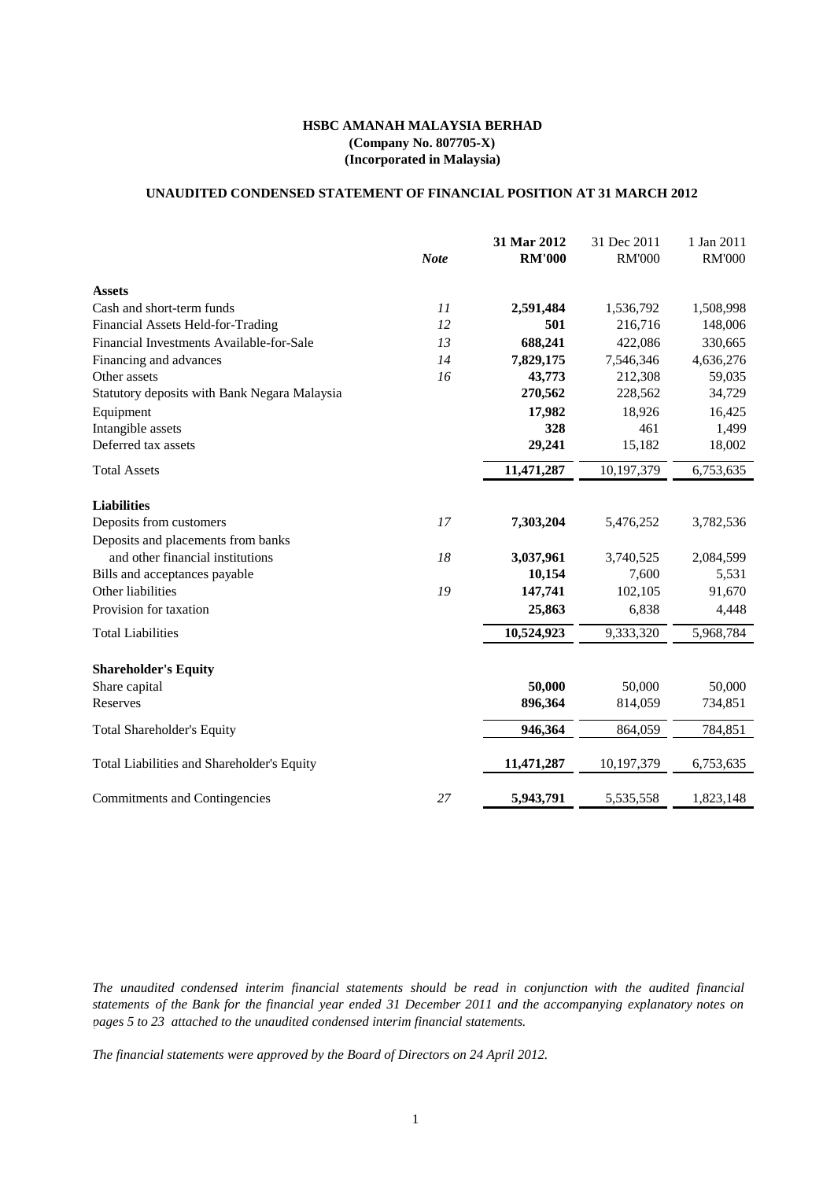**HSBC AMANAH MALAYSIA BERHAD**
**(Company No. 807705-X)**
**(Incorporated in Malaysia)**

**UNAUDITED CONDENSED STATEMENT OF FINANCIAL POSITION AT 31 MARCH 2012**

| | *Note* | **31 Mar 2012 RM'000** | 31 Dec 2011 RM'000 | 1 Jan 2011 RM'000 |
|---|---|---|---|---|
| **Assets** | | | | |
| Cash and short-term funds | *11* | **2,591,484** | 1,536,792 | 1,508,998 |
| Financial Assets Held-for-Trading | *12* | **501** | 216,716 | 148,006 |
| Financial Investments Available-for-Sale | *13* | **688,241** | 422,086 | 330,665 |
| Financing and advances | *14* | **7,829,175** | 7,546,346 | 4,636,276 |
| Other assets | *16* | **43,773** | 212,308 | 59,035 |
| Statutory deposits with Bank Negara Malaysia | | **270,562** | 228,562 | 34,729 |
| Equipment | | **17,982** | 18,926 | 16,425 |
| Intangible assets | | **328** | 461 | 1,499 |
| Deferred tax assets | | **29,241** | 15,182 | 18,002 |
| Total Assets | | **11,471,287** | 10,197,379 | 6,753,635 |
| **Liabilities** | | | | |
| Deposits from customers | *17* | **7,303,204** | 5,476,252 | 3,782,536 |
| Deposits and placements from banks and other financial institutions | *18* | **3,037,961** | 3,740,525 | 2,084,599 |
| Bills and acceptances payable | | **10,154** | 7,600 | 5,531 |
| Other liabilities | *19* | **147,741** | 102,105 | 91,670 |
| Provision for taxation | | **25,863** | 6,838 | 4,448 |
| Total Liabilities | | **10,524,923** | 9,333,320 | 5,968,784 |
| **Shareholder's Equity** | | | | |
| Share capital | | **50,000** | 50,000 | 50,000 |
| Reserves | | **896,364** | 814,059 | 734,851 |
| Total Shareholder's Equity | | **946,364** | 864,059 | 784,851 |
| Total Liabilities and Shareholder's Equity | | **11,471,287** | 10,197,379 | 6,753,635 |
| Commitments and Contingencies | *27* | **5,943,791** | 5,535,558 | 1,823,148 |

*The unaudited condensed interim financial statements should be read in conjunction with the audited financial statements of the Bank for the financial year ended 31 December 2011 and the accompanying explanatory notes on pages 5 to 23 attached to the unaudited condensed interim financial statements.*

*The financial statements were approved by the Board of Directors on 24 April 2012.*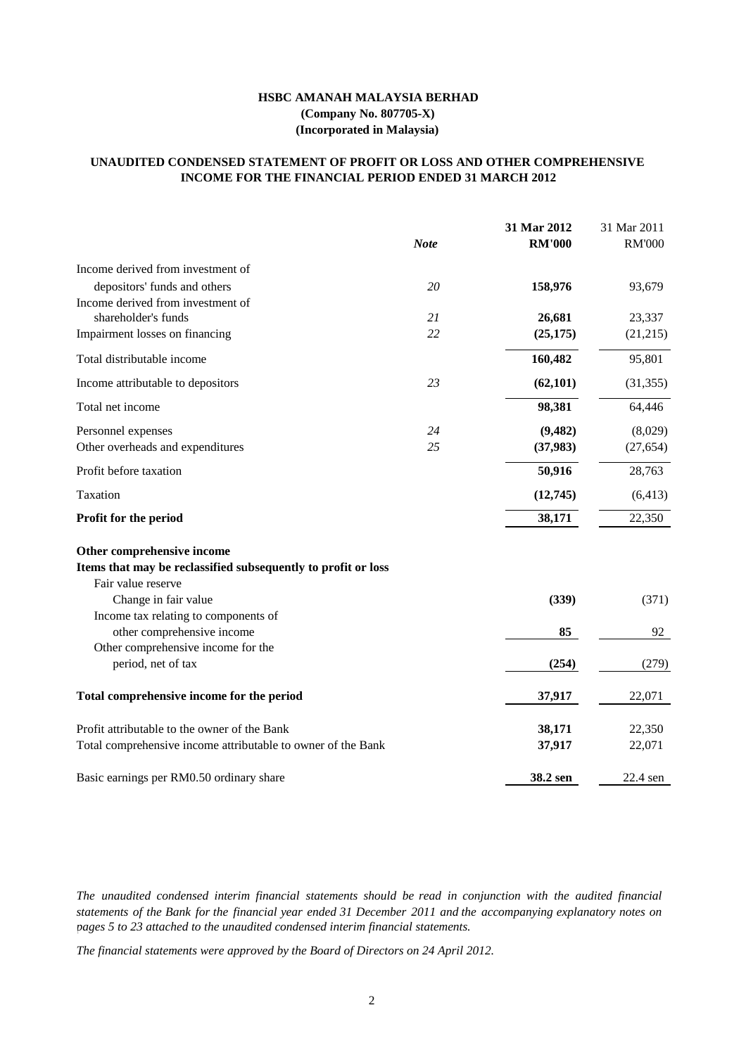**HSBC AMANAH MALAYSIA BERHAD**
**(Company No. 807705-X)**
**(Incorporated in Malaysia)**

**UNAUDITED CONDENSED STATEMENT OF PROFIT OR LOSS AND OTHER COMPREHENSIVE INCOME FOR THE FINANCIAL PERIOD ENDED 31 MARCH 2012**

| | *Note* | **31 Mar 2012 RM'000** | 31 Mar 2011 RM'000 |
|---|---|---|---|
| Income derived from investment of depositors' funds and others | *20* | **158,976** | 93,679 |
| Income derived from investment of shareholder's funds | *21* | **26,681** | 23,337 |
| Impairment losses on financing | *22* | **(25,175)** | (21,215) |
| Total distributable income | | **160,482** | 95,801 |
| Income attributable to depositors | *23* | **(62,101)** | (31,355) |
| Total net income | | **98,381** | 64,446 |
| Personnel expenses | *24* | **(9,482)** | (8,029) |
| Other overheads and expenditures | *25* | **(37,983)** | (27,654) |
| Profit before taxation | | **50,916** | 28,763 |
| Taxation | | **(12,745)** | (6,413) |
| **Profit for the period** | | **38,171** | 22,350 |
| **Other comprehensive income** | | | |
| **Items that may be reclassified subsequently to profit or loss** | | | |
| Fair value reserve | | | |
| Change in fair value | | **(339)** | (371) |
| Income tax relating to components of other comprehensive income | | **85** | 92 |
| Other comprehensive income for the period, net of tax | | **(254)** | (279) |
| **Total comprehensive income for the period** | | **37,917** | 22,071 |
| Profit attributable to the owner of the Bank | | **38,171** | 22,350 |
| Total comprehensive income attributable to owner of the Bank | | **37,917** | 22,071 |
| Basic earnings per RM0.50 ordinary share | | **38.2 sen** | 22.4 sen |

*The unaudited condensed interim financial statements should be read in conjunction with the audited financial statements of the Bank for the financial year ended 31 December 2011 and the accompanying explanatory notes on pages 5 to 23 attached to the unaudited condensed interim financial statements.*

*The financial statements were approved by the Board of Directors on 24 April 2012.*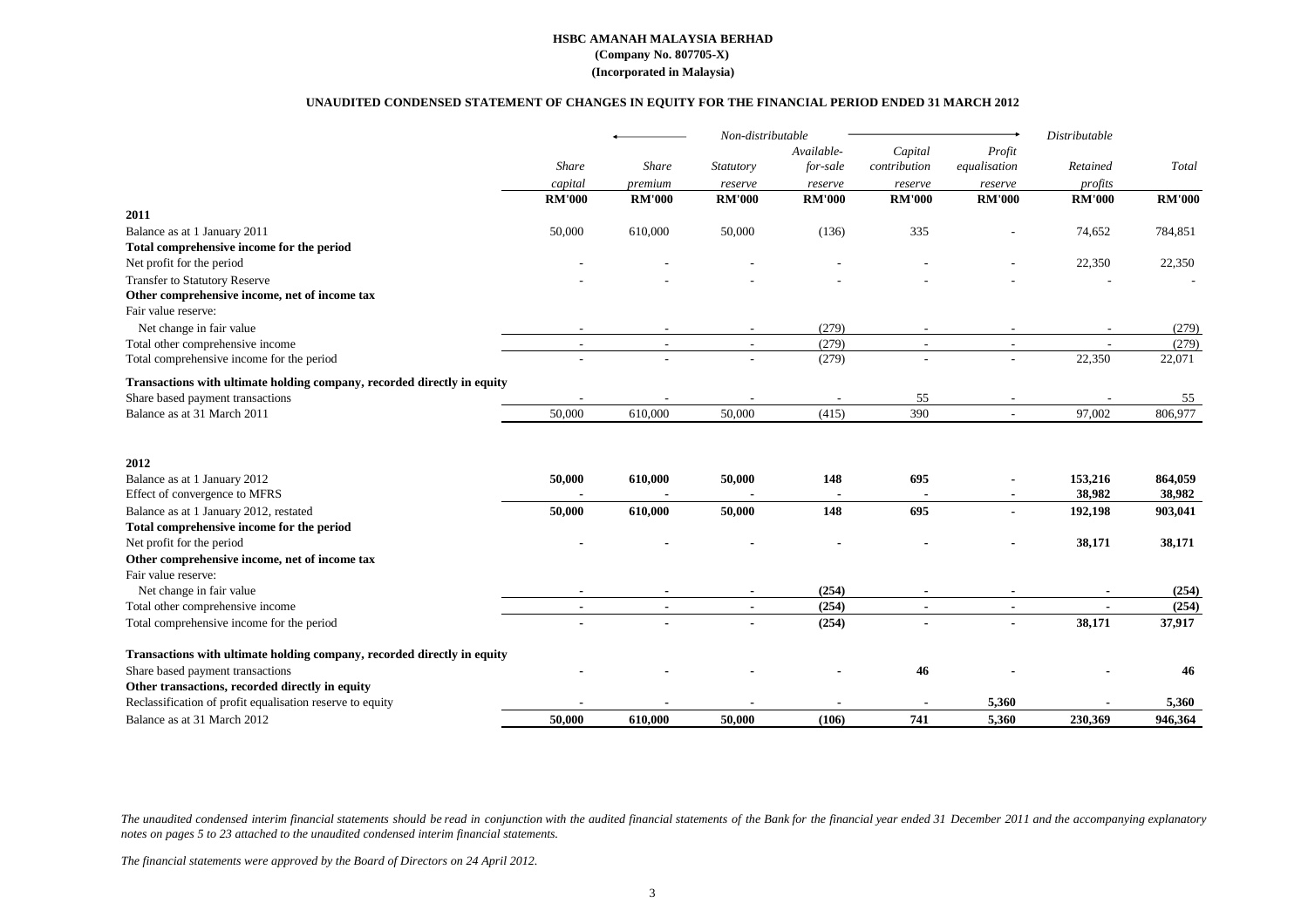**HSBC AMANAH MALAYSIA BERHAD**
**(Company No. 807705-X)**
**(Incorporated in Malaysia)**

**UNAUDITED CONDENSED STATEMENT OF CHANGES IN EQUITY FOR THE FINANCIAL PERIOD ENDED 31 MARCH 2012**

| | ← | Non-distributable | | | | → | *Distributable* | |
|---|---|---|---|---|---|---|---|---|
| | *Share capital* | *Share premium* | *Statutory reserve* | *Available-for-sale reserve* | *Capital contribution reserve* | *Profit equalisation reserve* | *Retained profits* | *Total* |
| | **RM'000** | **RM'000** | **RM'000** | **RM'000** | **RM'000** | **RM'000** | **RM'000** | **RM'000** |
| **2011** | | | | | | | | |
| Balance as at 1 January 2011 | 50,000 | 610,000 | 50,000 | (136) | 335 | - | 74,652 | 784,851 |
| **Total comprehensive income for the period** | | | | | | | | |
| Net profit for the period | - | - | - | - | - | - | 22,350 | 22,350 |
| Transfer to Statutory Reserve | - | - | - | - | - | - | - | - |
| **Other comprehensive income, net of income tax** | | | | | | | | |
| Fair value reserve: | | | | | | | | |
| Net change in fair value | - | - | - | (279) | - | - | - | (279) |
| Total other comprehensive income | - | - | - | (279) | - | - | - | (279) |
| Total comprehensive income for the period | - | - | - | (279) | - | - | 22,350 | 22,071 |
| **Transactions with ultimate holding company, recorded directly in equity** | | | | | | | | |
| Share based payment transactions | - | - | - | - | 55 | - | - | 55 |
| Balance as at 31 March 2011 | 50,000 | 610,000 | 50,000 | (415) | 390 | - | 97,002 | 806,977 |
| **2012** | | | | | | | | |
| Balance as at 1 January 2012 | **50,000** | **610,000** | **50,000** | **148** | **695** | **-** | **153,216** | **864,059** |
| Effect of convergence to MFRS | **-** | **-** | **-** | **-** | **-** | **-** | **38,982** | **38,982** |
| Balance as at 1 January 2012, restated | **50,000** | **610,000** | **50,000** | **148** | **695** | **-** | **192,198** | **903,041** |
| **Total comprehensive income for the period** | | | | | | | | |
| Net profit for the period | **-** | **-** | **-** | **-** | **-** | **-** | **38,171** | **38,171** |
| **Other comprehensive income, net of income tax** | | | | | | | | |
| Fair value reserve: | | | | | | | | |
| Net change in fair value | **-** | **-** | **-** | **(254)** | **-** | **-** | **-** | **(254)** |
| Total other comprehensive income | **-** | **-** | **-** | **(254)** | **-** | **-** | **-** | **(254)** |
| Total comprehensive income for the period | **-** | **-** | **-** | **(254)** | **-** | **-** | **38,171** | **37,917** |
| **Transactions with ultimate holding company, recorded directly in equity** | | | | | | | | |
| Share based payment transactions | **-** | **-** | **-** | **-** | **46** | **-** | **-** | **46** |
| **Other transactions, recorded directly in equity** | | | | | | | | |
| Reclassification of profit equalisation reserve to equity | **-** | **-** | **-** | **-** | **-** | **5,360** | **-** | **5,360** |
| Balance as at 31 March 2012 | **50,000** | **610,000** | **50,000** | **(106)** | **741** | **5,360** | **230,369** | **946,364** |

*The unaudited condensed interim financial statements should be read in conjunction with the audited financial statements of the Bank for the financial year ended 31 December 2011 and the accompanying explanatory notes on pages 5 to 23 attached to the unaudited condensed interim financial statements.*

*The financial statements were approved by the Board of Directors on 24 April 2012.*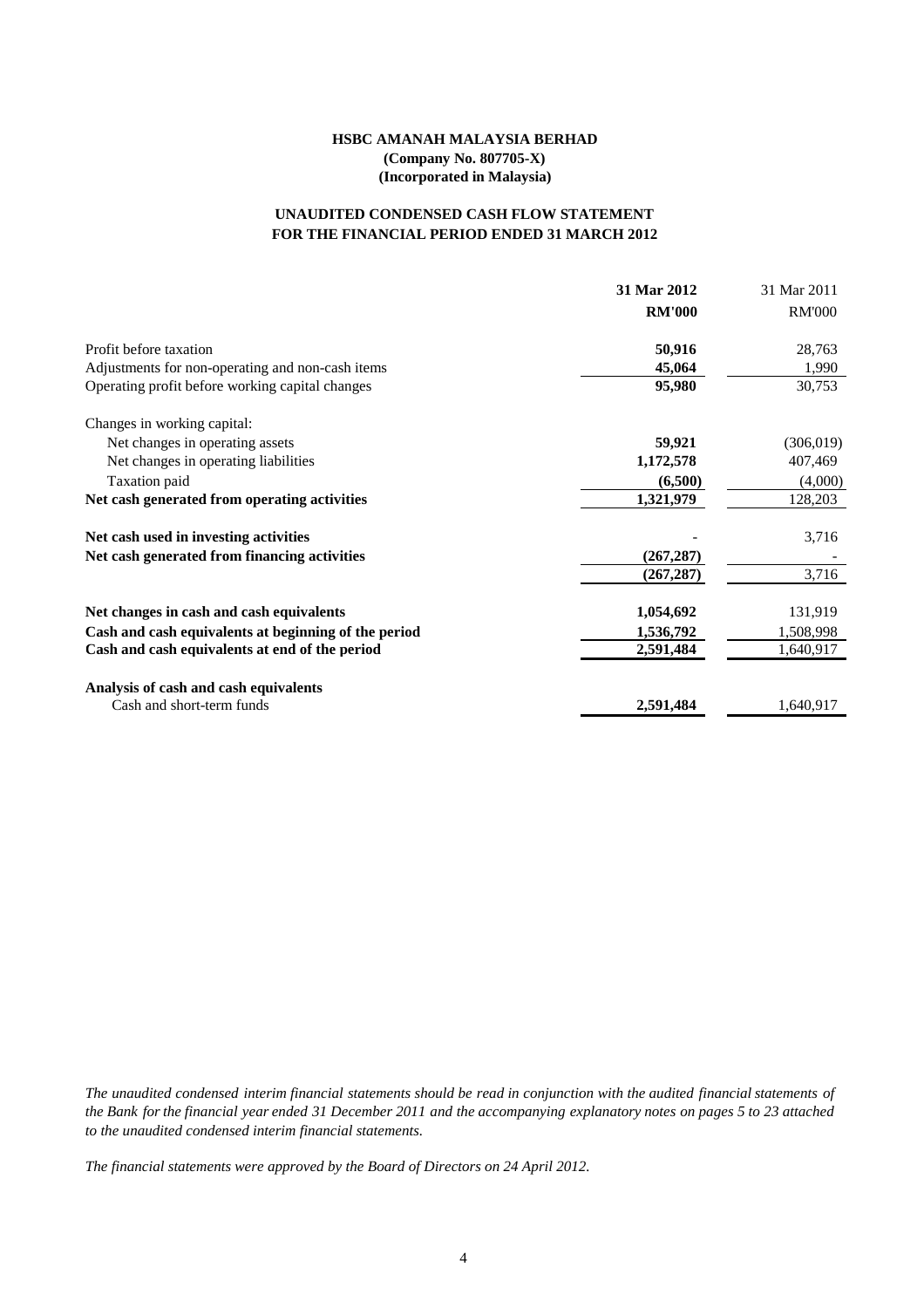**HSBC AMANAH MALAYSIA BERHAD**
**(Company No. 807705-X)**
**(Incorporated in Malaysia)**

**UNAUDITED CONDENSED CASH FLOW STATEMENT**
**FOR THE FINANCIAL PERIOD ENDED 31 MARCH 2012**

| | **31 Mar 2012** | 31 Mar 2011 |
|---|---|---|
| | **RM'000** | RM'000 |
| Profit before taxation | **50,916** | 28,763 |
| Adjustments for non-operating and non-cash items | **45,064** | 1,990 |
| Operating profit before working capital changes | **95,980** | 30,753 |
| Changes in working capital: | | |
| Net changes in operating assets | **59,921** | (306,019) |
| Net changes in operating liabilities | **1,172,578** | 407,469 |
| Taxation paid | **(6,500)** | (4,000) |
| **Net cash generated from operating activities** | **1,321,979** | 128,203 |
| **Net cash used in investing activities** | **-** | 3,716 |
| **Net cash generated from financing activities** | **(267,287)** | - |
| | **(267,287)** | 3,716 |
| **Net changes in cash and cash equivalents** | **1,054,692** | 131,919 |
| **Cash and cash equivalents at beginning of the period** | **1,536,792** | 1,508,998 |
| **Cash and cash equivalents at end of the period** | **2,591,484** | 1,640,917 |
| **Analysis of cash and cash equivalents** | | |
| Cash and short-term funds | **2,591,484** | 1,640,917 |

*The unaudited condensed interim financial statements should be read in conjunction with the audited financial statements of the Bank for the financial year ended 31 December 2011 and the accompanying explanatory notes on pages 5 to 23 attached to the unaudited condensed interim financial statements.*

*The financial statements were approved by the Board of Directors on 24 April 2012.*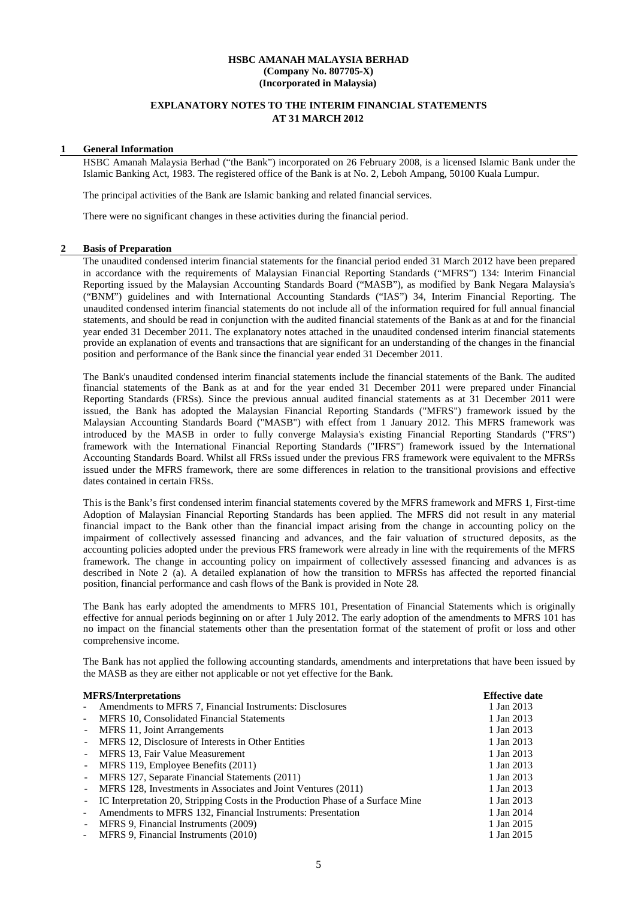**HSBC AMANAH MALAYSIA BERHAD**
**(Company No. 807705-X)**
**(Incorporated in Malaysia)**

**EXPLANATORY NOTES TO THE INTERIM FINANCIAL STATEMENTS**
**AT 31 MARCH 2012**

## 1 General Information

HSBC Amanah Malaysia Berhad ("the Bank") incorporated on 26 February 2008, is a licensed Islamic Bank under the Islamic Banking Act, 1983. The registered office of the Bank is at No. 2, Leboh Ampang, 50100 Kuala Lumpur.

The principal activities of the Bank are Islamic banking and related financial services.

There were no significant changes in these activities during the financial period.

## 2 Basis of Preparation

The unaudited condensed interim financial statements for the financial period ended 31 March 2012 have been prepared in accordance with the requirements of Malaysian Financial Reporting Standards ("MFRS") 134: Interim Financial Reporting issued by the Malaysian Accounting Standards Board ("MASB"), as modified by Bank Negara Malaysia's ("BNM") guidelines and with International Accounting Standards ("IAS") 34, Interim Financial Reporting. The unaudited condensed interim financial statements do not include all of the information required for full annual financial statements, and should be read in conjunction with the audited financial statements of the Bank as at and for the financial year ended 31 December 2011. The explanatory notes attached in the unaudited condensed interim financial statements provide an explanation of events and transactions that are significant for an understanding of the changes in the financial position and performance of the Bank since the financial year ended 31 December 2011.

The Bank's unaudited condensed interim financial statements include the financial statements of the Bank. The audited financial statements of the Bank as at and for the year ended 31 December 2011 were prepared under Financial Reporting Standards (FRSs). Since the previous annual audited financial statements as at 31 December 2011 were issued, the Bank has adopted the Malaysian Financial Reporting Standards ("MFRS") framework issued by the Malaysian Accounting Standards Board ("MASB") with effect from 1 January 2012. This MFRS framework was introduced by the MASB in order to fully converge Malaysia's existing Financial Reporting Standards ("FRS") framework with the International Financial Reporting Standards ("IFRS") framework issued by the International Accounting Standards Board. Whilst all FRSs issued under the previous FRS framework were equivalent to the MFRSs issued under the MFRS framework, there are some differences in relation to the transitional provisions and effective dates contained in certain FRSs.

This is the Bank's first condensed interim financial statements covered by the MFRS framework and MFRS 1, First-time Adoption of Malaysian Financial Reporting Standards has been applied. The MFRS did not result in any material financial impact to the Bank other than the financial impact arising from the change in accounting policy on the impairment of collectively assessed financing and advances, and the fair valuation of structured deposits, as the accounting policies adopted under the previous FRS framework were already in line with the requirements of the MFRS framework. The change in accounting policy on impairment of collectively assessed financing and advances is as described in Note 2 (a). A detailed explanation of how the transition to MFRSs has affected the reported financial position, financial performance and cash flows of the Bank is provided in Note 28.

The Bank has early adopted the amendments to MFRS 101, Presentation of Financial Statements which is originally effective for annual periods beginning on or after 1 July 2012. The early adoption of the amendments to MFRS 101 has no impact on the financial statements other than the presentation format of the statement of profit or loss and other comprehensive income.

The Bank has not applied the following accounting standards, amendments and interpretations that have been issued by the MASB as they are either not applicable or not yet effective for the Bank.

| MFRS/Interpretations | Effective date |
|---|---|
| - Amendments to MFRS 7, Financial Instruments: Disclosures | 1 Jan 2013 |
| - MFRS 10, Consolidated Financial Statements | 1 Jan 2013 |
| - MFRS 11, Joint Arrangements | 1 Jan 2013 |
| - MFRS 12, Disclosure of Interests in Other Entities | 1 Jan 2013 |
| - MFRS 13, Fair Value Measurement | 1 Jan 2013 |
| - MFRS 119, Employee Benefits (2011) | 1 Jan 2013 |
| - MFRS 127, Separate Financial Statements (2011) | 1 Jan 2013 |
| - MFRS 128, Investments in Associates and Joint Ventures (2011) | 1 Jan 2013 |
| - IC Interpretation 20, Stripping Costs in the Production Phase of a Surface Mine | 1 Jan 2013 |
| - Amendments to MFRS 132, Financial Instruments: Presentation | 1 Jan 2014 |
| - MFRS 9, Financial Instruments (2009) | 1 Jan 2015 |
| - MFRS 9, Financial Instruments (2010) | 1 Jan 2015 |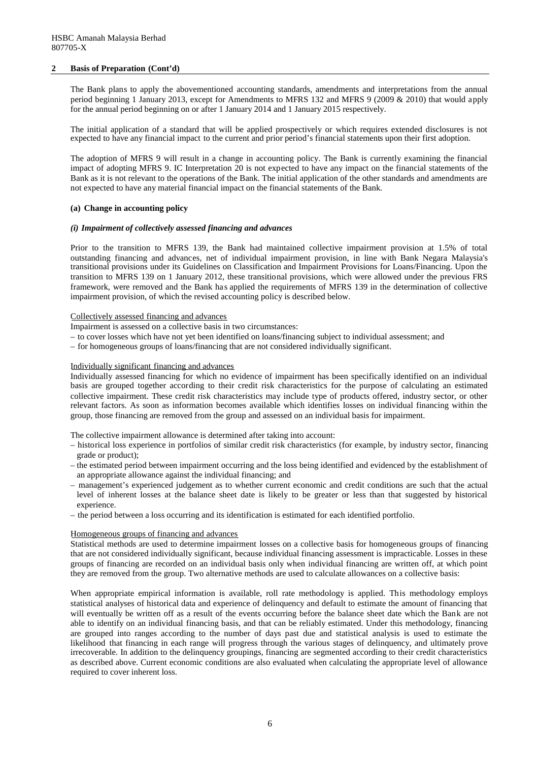## 2 Basis of Preparation (Cont'd)

The Bank plans to apply the abovementioned accounting standards, amendments and interpretations from the annual period beginning 1 January 2013, except for Amendments to MFRS 132 and MFRS 9 (2009 & 2010) that would apply for the annual period beginning on or after 1 January 2014 and 1 January 2015 respectively.

The initial application of a standard that will be applied prospectively or which requires extended disclosures is not expected to have any financial impact to the current and prior period's financial statements upon their first adoption.

The adoption of MFRS 9 will result in a change in accounting policy. The Bank is currently examining the financial impact of adopting MFRS 9. IC Interpretation 20 is not expected to have any impact on the financial statements of the Bank as it is not relevant to the operations of the Bank. The initial application of the other standards and amendments are not expected to have any material financial impact on the financial statements of the Bank.

### (a) Change in accounting policy

#### *(i) Impairment of collectively assessed financing and advances*

Prior to the transition to MFRS 139, the Bank had maintained collective impairment provision at 1.5% of total outstanding financing and advances, net of individual impairment provision, in line with Bank Negara Malaysia's transitional provisions under its Guidelines on Classification and Impairment Provisions for Loans/Financing. Upon the transition to MFRS 139 on 1 January 2012, these transitional provisions, which were allowed under the previous FRS framework, were removed and the Bank has applied the requirements of MFRS 139 in the determination of collective impairment provision, of which the revised accounting policy is described below.

<u>Collectively assessed financing and advances</u>

Impairment is assessed on a collective basis in two circumstances:

- to cover losses which have not yet been identified on loans/financing subject to individual assessment; and
- for homogeneous groups of loans/financing that are not considered individually significant.

<u>Individually significant financing and advances</u>

Individually assessed financing for which no evidence of impairment has been specifically identified on an individual basis are grouped together according to their credit risk characteristics for the purpose of calculating an estimated collective impairment. These credit risk characteristics may include type of products offered, industry sector, or other relevant factors. As soon as information becomes available which identifies losses on individual financing within the group, those financing are removed from the group and assessed on an individual basis for impairment.

The collective impairment allowance is determined after taking into account:

- historical loss experience in portfolios of similar credit risk characteristics (for example, by industry sector, financing grade or product);
- the estimated period between impairment occurring and the loss being identified and evidenced by the establishment of an appropriate allowance against the individual financing; and
- management's experienced judgement as to whether current economic and credit conditions are such that the actual level of inherent losses at the balance sheet date is likely to be greater or less than that suggested by historical experience.
- the period between a loss occurring and its identification is estimated for each identified portfolio.

<u>Homogeneous groups of financing and advances</u>

Statistical methods are used to determine impairment losses on a collective basis for homogeneous groups of financing that are not considered individually significant, because individual financing assessment is impracticable. Losses in these groups of financing are recorded on an individual basis only when individual financing are written off, at which point they are removed from the group. Two alternative methods are used to calculate allowances on a collective basis:

When appropriate empirical information is available, roll rate methodology is applied. This methodology employs statistical analyses of historical data and experience of delinquency and default to estimate the amount of financing that will eventually be written off as a result of the events occurring before the balance sheet date which the Bank are not able to identify on an individual financing basis, and that can be reliably estimated. Under this methodology, financing are grouped into ranges according to the number of days past due and statistical analysis is used to estimate the likelihood that financing in each range will progress through the various stages of delinquency, and ultimately prove irrecoverable. In addition to the delinquency groupings, financing are segmented according to their credit characteristics as described above. Current economic conditions are also evaluated when calculating the appropriate level of allowance required to cover inherent loss.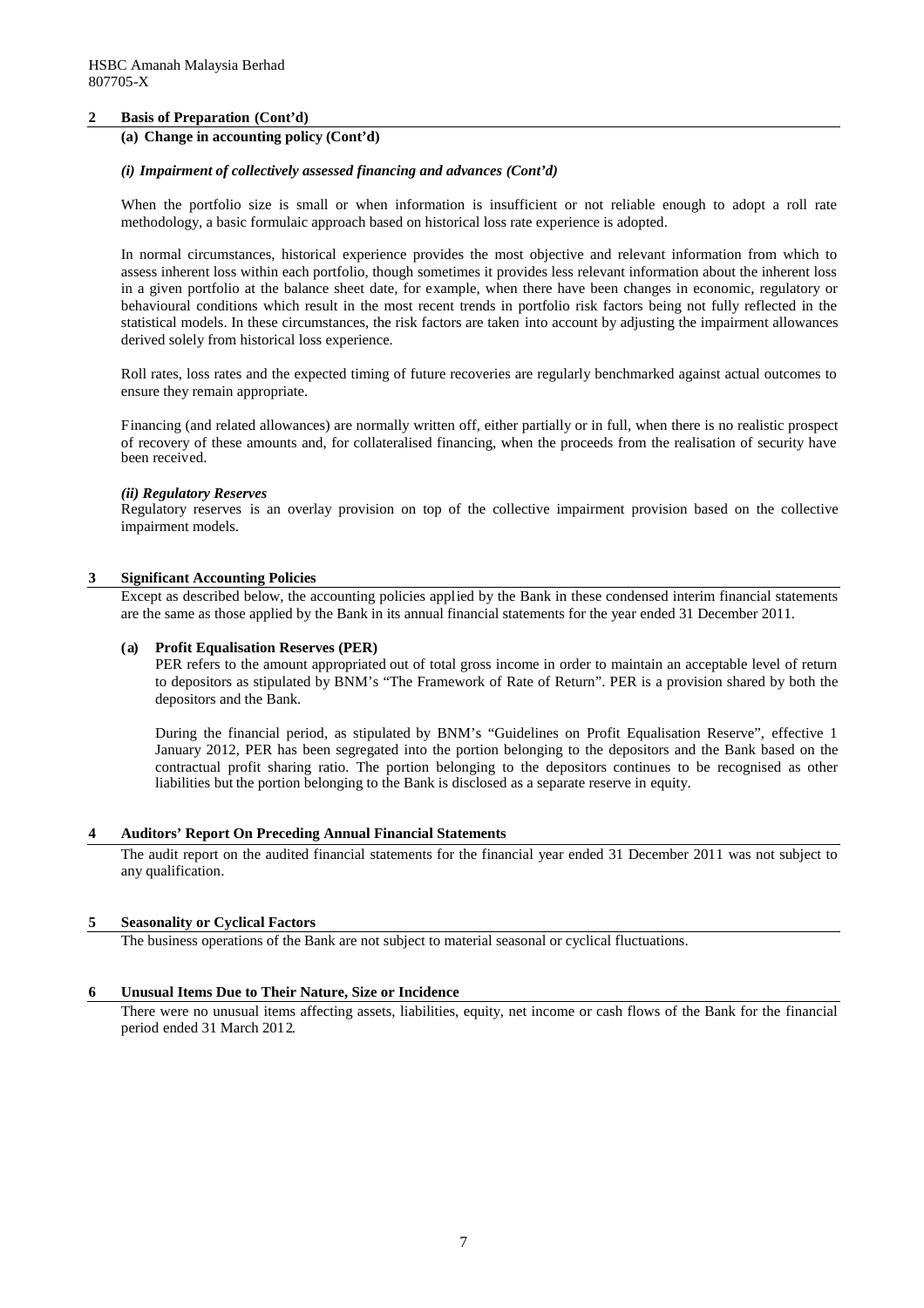HSBC Amanah Malaysia Berhad
807705-X

## 2 Basis of Preparation (Cont'd)

### (a) Change in accounting policy (Cont'd)

#### *(i) Impairment of collectively assessed financing and advances (Cont'd)*

When the portfolio size is small or when information is insufficient or not reliable enough to adopt a roll rate methodology, a basic formulaic approach based on historical loss rate experience is adopted.

In normal circumstances, historical experience provides the most objective and relevant information from which to assess inherent loss within each portfolio, though sometimes it provides less relevant information about the inherent loss in a given portfolio at the balance sheet date, for example, when there have been changes in economic, regulatory or behavioural conditions which result in the most recent trends in portfolio risk factors being not fully reflected in the statistical models. In these circumstances, the risk factors are taken into account by adjusting the impairment allowances derived solely from historical loss experience.

Roll rates, loss rates and the expected timing of future recoveries are regularly benchmarked against actual outcomes to ensure they remain appropriate.

Financing (and related allowances) are normally written off, either partially or in full, when there is no realistic prospect of recovery of these amounts and, for collateralised financing, when the proceeds from the realisation of security have been received.

#### *(ii) Regulatory Reserves*

Regulatory reserves is an overlay provision on top of the collective impairment provision based on the collective impairment models.

## 3 Significant Accounting Policies

Except as described below, the accounting policies applied by the Bank in these condensed interim financial statements are the same as those applied by the Bank in its annual financial statements for the year ended 31 December 2011.

### (a) Profit Equalisation Reserves (PER)

PER refers to the amount appropriated out of total gross income in order to maintain an acceptable level of return to depositors as stipulated by BNM's "The Framework of Rate of Return". PER is a provision shared by both the depositors and the Bank.

During the financial period, as stipulated by BNM's "Guidelines on Profit Equalisation Reserve", effective 1 January 2012, PER has been segregated into the portion belonging to the depositors and the Bank based on the contractual profit sharing ratio. The portion belonging to the depositors continues to be recognised as other liabilities but the portion belonging to the Bank is disclosed as a separate reserve in equity.

## 4 Auditors' Report On Preceding Annual Financial Statements

The audit report on the audited financial statements for the financial year ended 31 December 2011 was not subject to any qualification.

## 5 Seasonality or Cyclical Factors

The business operations of the Bank are not subject to material seasonal or cyclical fluctuations.

## 6 Unusual Items Due to Their Nature, Size or Incidence

There were no unusual items affecting assets, liabilities, equity, net income or cash flows of the Bank for the financial period ended 31 March 2012.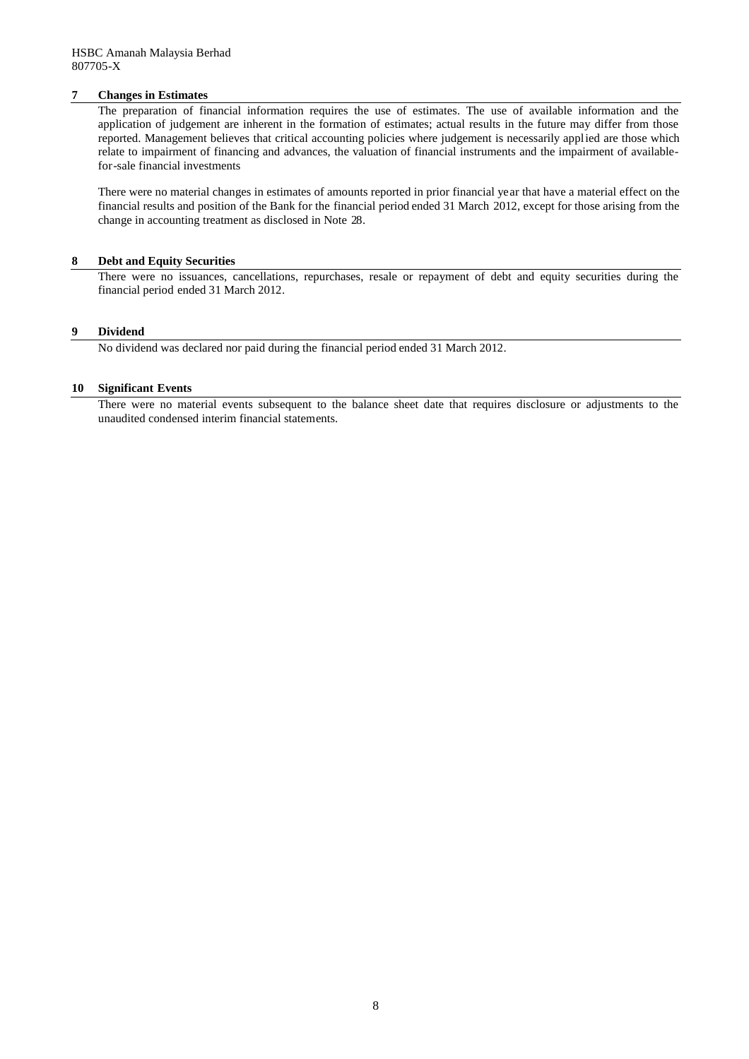## 7 Changes in Estimates

The preparation of financial information requires the use of estimates. The use of available information and the application of judgement are inherent in the formation of estimates; actual results in the future may differ from those reported. Management believes that critical accounting policies where judgement is necessarily applied are those which relate to impairment of financing and advances, the valuation of financial instruments and the impairment of available-for-sale financial investments

There were no material changes in estimates of amounts reported in prior financial year that have a material effect on the financial results and position of the Bank for the financial period ended 31 March 2012, except for those arising from the change in accounting treatment as disclosed in Note 28.

## 8 Debt and Equity Securities

There were no issuances, cancellations, repurchases, resale or repayment of debt and equity securities during the financial period ended 31 March 2012.

## 9 Dividend

No dividend was declared nor paid during the financial period ended 31 March 2012.

## 10 Significant Events

There were no material events subsequent to the balance sheet date that requires disclosure or adjustments to the unaudited condensed interim financial statements.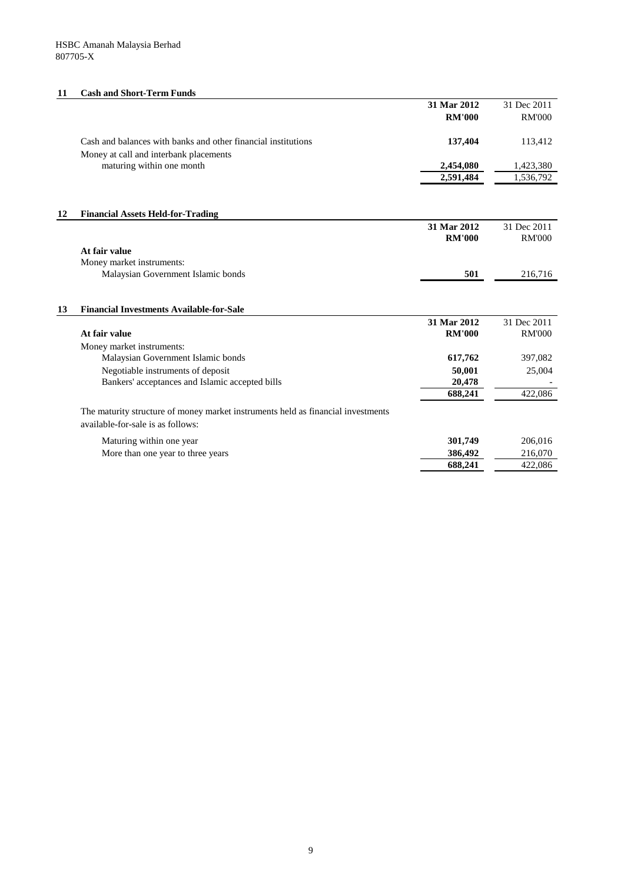## 11 Cash and Short-Term Funds

| | 31 Mar 2012 RM'000 | 31 Dec 2011 RM'000 |
|---|---|---|
| Cash and balances with banks and other financial institutions | **137,404** | 113,412 |
| Money at call and interbank placements maturing within one month | **2,454,080** | 1,423,380 |
| | **2,591,484** | 1,536,792 |

## 12 Financial Assets Held-for-Trading

| | 31 Mar 2012 RM'000 | 31 Dec 2011 RM'000 |
|---|---|---|
| **At fair value** | | |
| Money market instruments: | | |
| Malaysian Government Islamic bonds | **501** | 216,716 |

## 13 Financial Investments Available-for-Sale

| | 31 Mar 2012 RM'000 | 31 Dec 2011 RM'000 |
|---|---|---|
| **At fair value** | | |
| Money market instruments: | | |
| Malaysian Government Islamic bonds | **617,762** | 397,082 |
| Negotiable instruments of deposit | **50,001** | 25,004 |
| Bankers' acceptances and Islamic accepted bills | **20,478** | - |
| | **688,241** | 422,086 |

The maturity structure of money market instruments held as financial investments available-for-sale is as follows:

| | 31 Mar 2012 RM'000 | 31 Dec 2011 RM'000 |
|---|---|---|
| Maturing within one year | **301,749** | 206,016 |
| More than one year to three years | **386,492** | 216,070 |
| | **688,241** | 422,086 |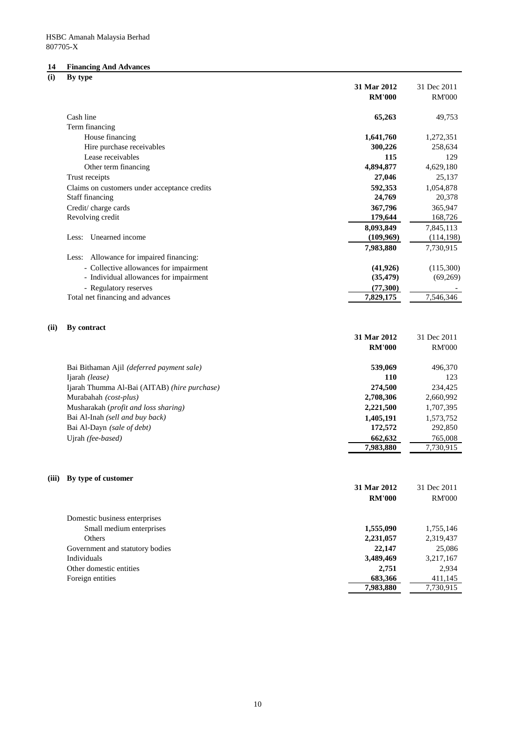HSBC Amanah Malaysia Berhad
807705-X

## 14 Financing And Advances

### (i) By type

| | 31 Mar 2012 | 31 Dec 2011 |
|---|---|---|
| | RM'000 | RM'000 |
| Cash line | **65,263** | 49,753 |
| Term financing | | |
| House financing | **1,641,760** | 1,272,351 |
| Hire purchase receivables | **300,226** | 258,634 |
| Lease receivables | **115** | 129 |
| Other term financing | **4,894,877** | 4,629,180 |
| Trust receipts | **27,046** | 25,137 |
| Claims on customers under acceptance credits | **592,353** | 1,054,878 |
| Staff financing | **24,769** | 20,378 |
| Credit/ charge cards | **367,796** | 365,947 |
| Revolving credit | **179,644** | 168,726 |
| | **8,093,849** | 7,845,113 |
| Less: Unearned income | **(109,969)** | (114,198) |
| | **7,983,880** | 7,730,915 |
| Less: Allowance for impaired financing: | | |
| - Collective allowances for impairment | **(41,926)** | (115,300) |
| - Individual allowances for impairment | **(35,479)** | (69,269) |
| - Regulatory reserves | **(77,300)** | - |
| Total net financing and advances | **7,829,175** | 7,546,346 |

### (ii) By contract

| | 31 Mar 2012 | 31 Dec 2011 |
|---|---|---|
| | RM'000 | RM'000 |
| Bai Bithaman Ajil *(deferred payment sale)* | **539,069** | 496,370 |
| Ijarah *(lease)* | **110** | 123 |
| Ijarah Thumma Al-Bai (AITAB) *(hire purchase)* | **274,500** | 234,425 |
| Murabahah *(cost-plus)* | **2,708,306** | 2,660,992 |
| Musharakah (*profit and loss sharing)* | **2,221,500** | 1,707,395 |
| Bai Al-Inah *(sell and buy back)* | **1,405,191** | 1,573,752 |
| Bai Al-Dayn *(sale of debt)* | **172,572** | 292,850 |
| Ujrah *(fee-based)* | **662,632** | 765,008 |
| | **7,983,880** | 7,730,915 |

### (iii) By type of customer

| | 31 Mar 2012 | 31 Dec 2011 |
|---|---|---|
| | RM'000 | RM'000 |
| Domestic business enterprises | | |
| Small medium enterprises | **1,555,090** | 1,755,146 |
| Others | **2,231,057** | 2,319,437 |
| Government and statutory bodies | **22,147** | 25,086 |
| Individuals | **3,489,469** | 3,217,167 |
| Other domestic entities | **2,751** | 2,934 |
| Foreign entities | **683,366** | 411,145 |
| | **7,983,880** | 7,730,915 |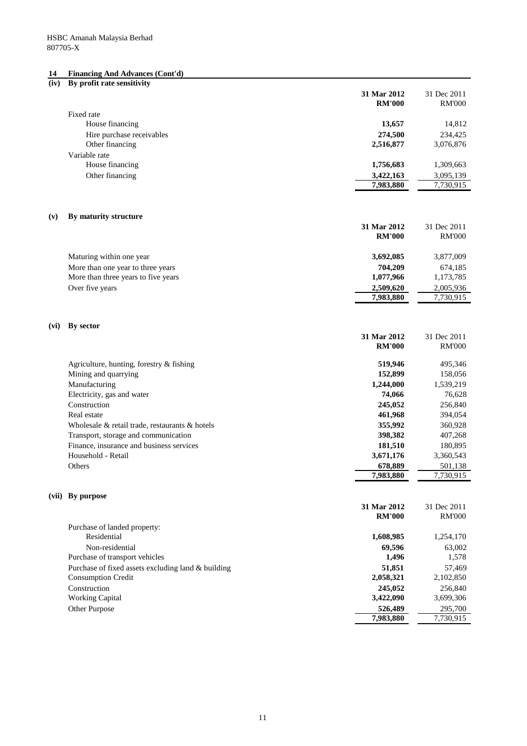HSBC Amanah Malaysia Berhad
807705-X

## 14 Financing And Advances (Cont'd)

### (iv) By profit rate sensitivity

| | 31 Mar 2012 RM'000 | 31 Dec 2011 RM'000 |
|---|---|---|
| Fixed rate | | |
| House financing | **13,657** | 14,812 |
| Hire purchase receivables | **274,500** | 234,425 |
| Other financing | **2,516,877** | 3,076,876 |
| Variable rate | | |
| House financing | **1,756,683** | 1,309,663 |
| Other financing | **3,422,163** | 3,095,139 |
| | **7,983,880** | 7,730,915 |

### (v) By maturity structure

| | 31 Mar 2012 RM'000 | 31 Dec 2011 RM'000 |
|---|---|---|
| Maturing within one year | **3,692,085** | 3,877,009 |
| More than one year to three years | **704,209** | 674,185 |
| More than three years to five years | **1,077,966** | 1,173,785 |
| Over five years | **2,509,620** | 2,005,936 |
| | **7,983,880** | 7,730,915 |

### (vi) By sector

| | 31 Mar 2012 RM'000 | 31 Dec 2011 RM'000 |
|---|---|---|
| Agriculture, hunting, forestry & fishing | **519,946** | 495,346 |
| Mining and quarrying | **152,899** | 158,056 |
| Manufacturing | **1,244,000** | 1,539,219 |
| Electricity, gas and water | **74,066** | 76,628 |
| Construction | **245,052** | 256,840 |
| Real estate | **461,968** | 394,054 |
| Wholesale & retail trade, restaurants & hotels | **355,992** | 360,928 |
| Transport, storage and communication | **398,382** | 407,268 |
| Finance, insurance and business services | **181,510** | 180,895 |
| Household - Retail | **3,671,176** | 3,360,543 |
| Others | **678,889** | 501,138 |
| | **7,983,880** | 7,730,915 |

### (vii) By purpose

| | 31 Mar 2012 RM'000 | 31 Dec 2011 RM'000 |
|---|---|---|
| Purchase of landed property: | | |
| Residential | **1,608,985** | 1,254,170 |
| Non-residential | **69,596** | 63,002 |
| Purchase of transport vehicles | **1,496** | 1,578 |
| Purchase of fixed assets excluding land & building | **51,851** | 57,469 |
| Consumption Credit | **2,058,321** | 2,102,850 |
| Construction | **245,052** | 256,840 |
| Working Capital | **3,422,090** | 3,699,306 |
| Other Purpose | **526,489** | 295,700 |
| | **7,983,880** | 7,730,915 |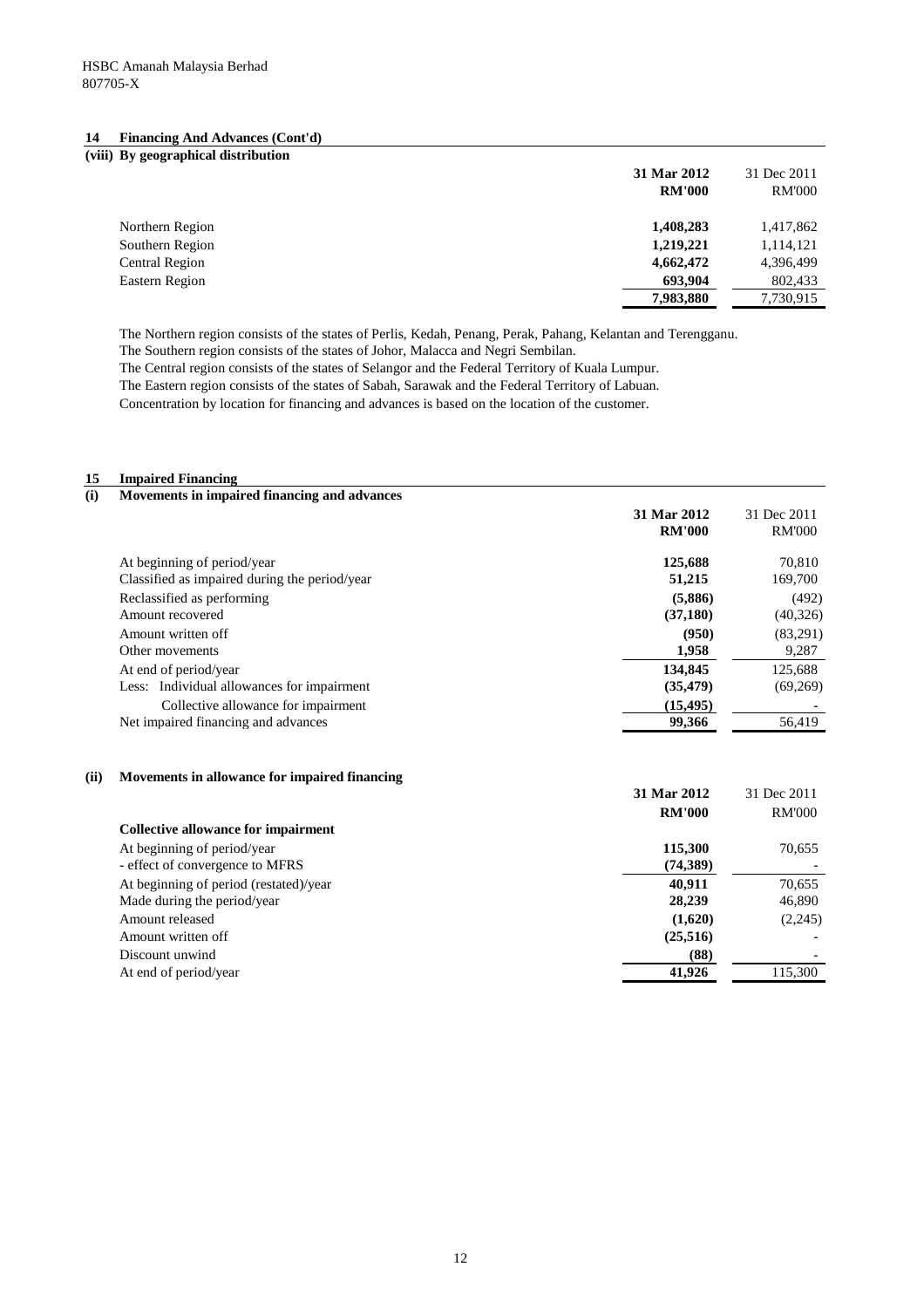HSBC Amanah Malaysia Berhad
807705-X

## 14 Financing And Advances (Cont'd)

### (viii) By geographical distribution

| | 31 Mar 2012 | 31 Dec 2011 |
|---|---|---|
| | RM'000 | RM'000 |
| Northern Region | 1,408,283 | 1,417,862 |
| Southern Region | 1,219,221 | 1,114,121 |
| Central Region | 4,662,472 | 4,396,499 |
| Eastern Region | 693,904 | 802,433 |
| | 7,983,880 | 7,730,915 |

The Northern region consists of the states of Perlis, Kedah, Penang, Perak, Pahang, Kelantan and Terengganu.
The Southern region consists of the states of Johor, Malacca and Negri Sembilan.
The Central region consists of the states of Selangor and the Federal Territory of Kuala Lumpur.
The Eastern region consists of the states of Sabah, Sarawak and the Federal Territory of Labuan.
Concentration by location for financing and advances is based on the location of the customer.

## 15 Impaired Financing

### (i) Movements in impaired financing and advances

| | 31 Mar 2012 | 31 Dec 2011 |
|---|---|---|
| | RM'000 | RM'000 |
| At beginning of period/year | 125,688 | 70,810 |
| Classified as impaired during the period/year | 51,215 | 169,700 |
| Reclassified as performing | (5,886) | (492) |
| Amount recovered | (37,180) | (40,326) |
| Amount written off | (950) | (83,291) |
| Other movements | 1,958 | 9,287 |
| At end of period/year | 134,845 | 125,688 |
| Less: Individual allowances for impairment | (35,479) | (69,269) |
| Collective allowance for impairment | (15,495) | - |
| Net impaired financing and advances | 99,366 | 56,419 |

### (ii) Movements in allowance for impaired financing

| | 31 Mar 2012 | 31 Dec 2011 |
|---|---|---|
| | RM'000 | RM'000 |
| **Collective allowance for impairment** | | |
| At beginning of period/year | 115,300 | 70,655 |
| - effect of convergence to MFRS | (74,389) | - |
| At beginning of period (restated)/year | 40,911 | 70,655 |
| Made during the period/year | 28,239 | 46,890 |
| Amount released | (1,620) | (2,245) |
| Amount written off | (25,516) | - |
| Discount unwind | (88) | - |
| At end of period/year | 41,926 | 115,300 |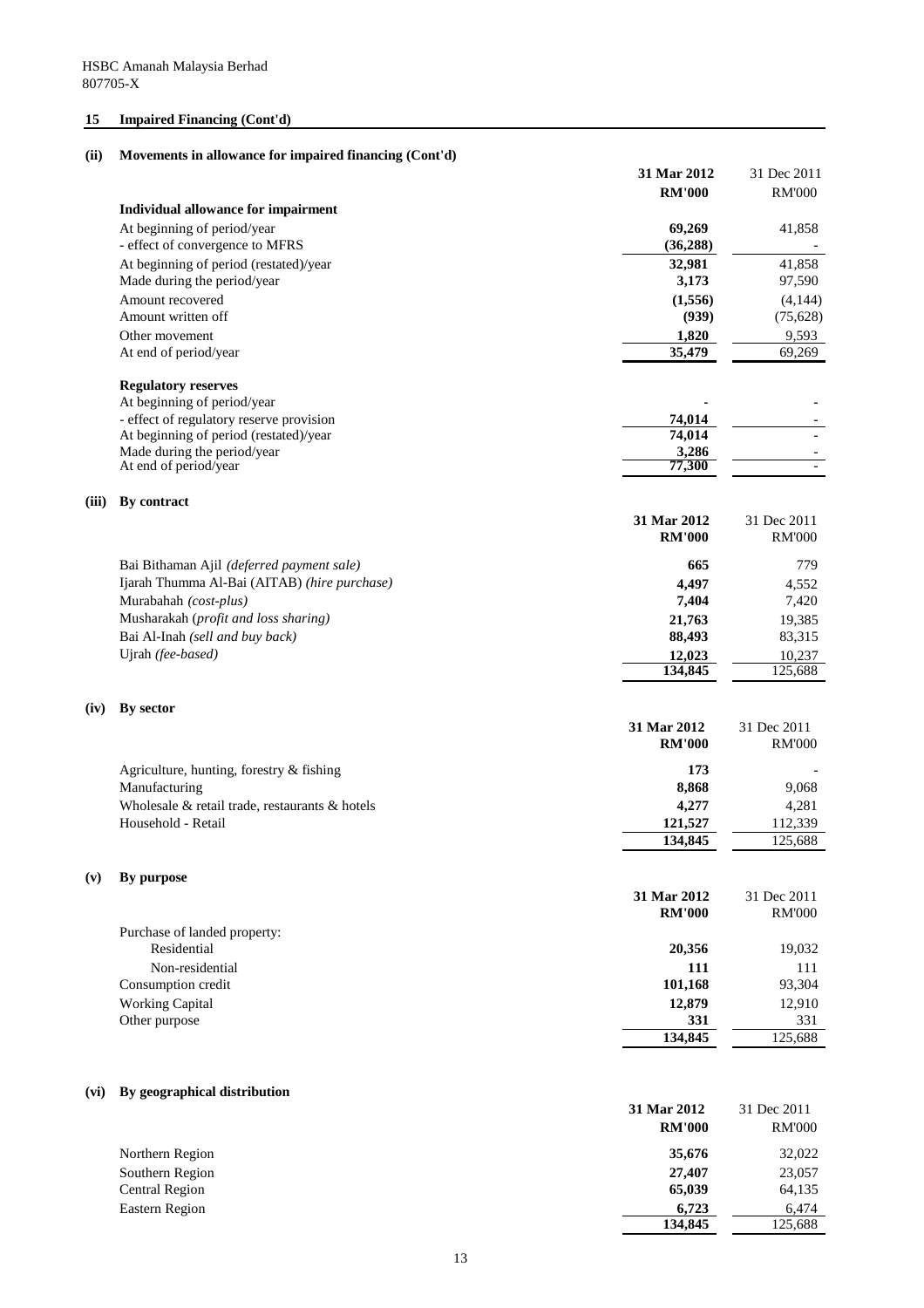HSBC Amanah Malaysia Berhad
807705-X

## 15 Impaired Financing (Cont'd)

### (ii) Movements in allowance for impaired financing (Cont'd)

| | 31 Mar 2012 RM'000 | 31 Dec 2011 RM'000 |
|---|---|---|
| **Individual allowance for impairment** | | |
| At beginning of period/year | **69,269** | 41,858 |
| - effect of convergence to MFRS | **(36,288)** | - |
| At beginning of period (restated)/year | **32,981** | 41,858 |
| Made during the period/year | **3,173** | 97,590 |
| Amount recovered | **(1,556)** | (4,144) |
| Amount written off | **(939)** | (75,628) |
| Other movement | **1,820** | 9,593 |
| At end of period/year | **35,479** | 69,269 |
| **Regulatory reserves** | | |
| At beginning of period/year | **-** | - |
| - effect of regulatory reserve provision | **74,014** | - |
| At beginning of period (restated)/year | **74,014** | - |
| Made during the period/year | **3,286** | - |
| At end of period/year | **77,300** | - |

### (iii) By contract

| | 31 Mar 2012 RM'000 | 31 Dec 2011 RM'000 |
|---|---|---|
| Bai Bithaman Ajil *(deferred payment sale)* | **665** | 779 |
| Ijarah Thumma Al-Bai (AITAB) *(hire purchase)* | **4,497** | 4,552 |
| Murabahah *(cost-plus)* | **7,404** | 7,420 |
| Musharakah (*profit and loss sharing)* | **21,763** | 19,385 |
| Bai Al-Inah *(sell and buy back)* | **88,493** | 83,315 |
| Ujrah *(fee-based)* | **12,023** | 10,237 |
| | **134,845** | 125,688 |

### (iv) By sector

| | 31 Mar 2012 RM'000 | 31 Dec 2011 RM'000 |
|---|---|---|
| Agriculture, hunting, forestry & fishing | **173** | - |
| Manufacturing | **8,868** | 9,068 |
| Wholesale & retail trade, restaurants & hotels | **4,277** | 4,281 |
| Household - Retail | **121,527** | 112,339 |
| | **134,845** | 125,688 |

### (v) By purpose

| | 31 Mar 2012 RM'000 | 31 Dec 2011 RM'000 |
|---|---|---|
| Purchase of landed property: | | |
| Residential | **20,356** | 19,032 |
| Non-residential | **111** | 111 |
| Consumption credit | **101,168** | 93,304 |
| Working Capital | **12,879** | 12,910 |
| Other purpose | **331** | 331 |
| | **134,845** | 125,688 |

### (vi) By geographical distribution

| | 31 Mar 2012 RM'000 | 31 Dec 2011 RM'000 |
|---|---|---|
| Northern Region | **35,676** | 32,022 |
| Southern Region | **27,407** | 23,057 |
| Central Region | **65,039** | 64,135 |
| Eastern Region | **6,723** | 6,474 |
| | **134,845** | 125,688 |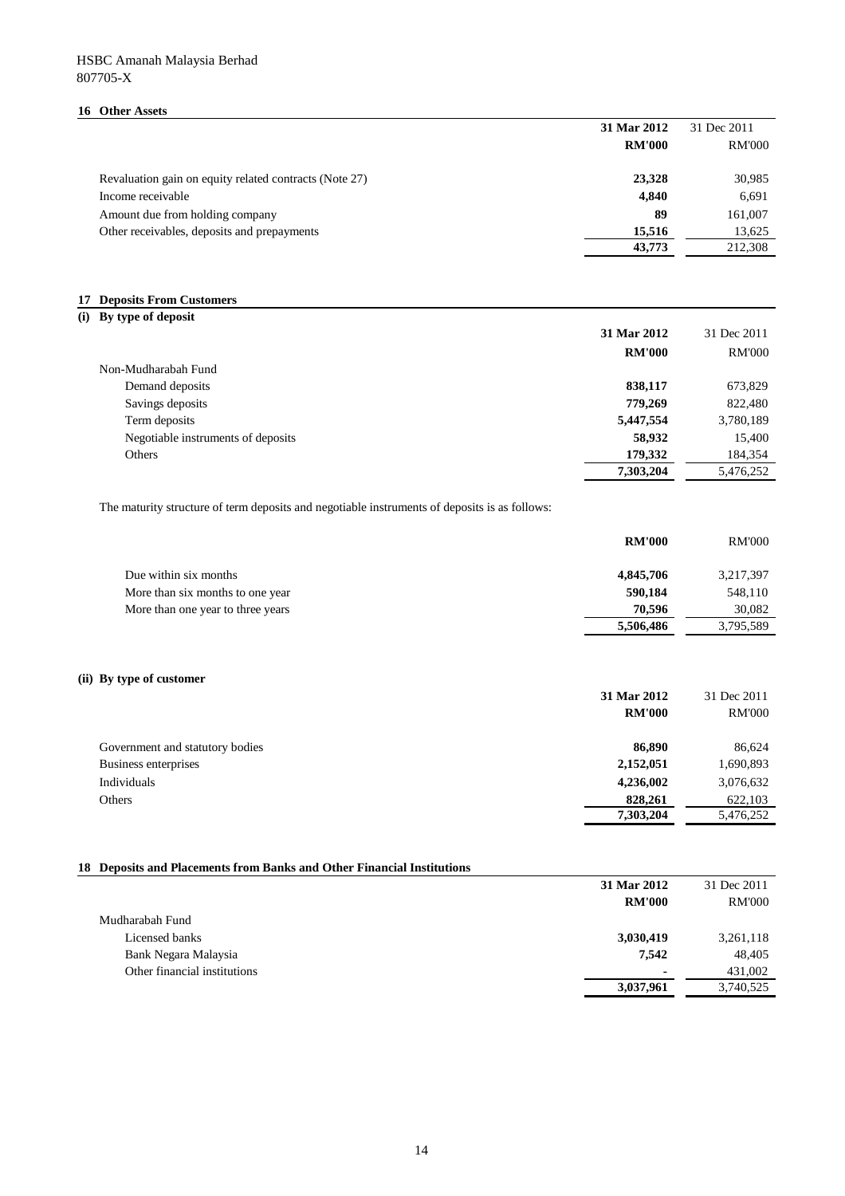HSBC Amanah Malaysia Berhad
807705-X

## 16 Other Assets

| | 31 Mar 2012 RM'000 | 31 Dec 2011 RM'000 |
|---|---|---|
| Revaluation gain on equity related contracts (Note 27) | **23,328** | 30,985 |
| Income receivable | **4,840** | 6,691 |
| Amount due from holding company | **89** | 161,007 |
| Other receivables, deposits and prepayments | **15,516** | 13,625 |
| | **43,773** | 212,308 |

## 17 Deposits From Customers

### (i) By type of deposit

| | 31 Mar 2012 RM'000 | 31 Dec 2011 RM'000 |
|---|---|---|
| Non-Mudharabah Fund | | |
| Demand deposits | **838,117** | 673,829 |
| Savings deposits | **779,269** | 822,480 |
| Term deposits | **5,447,554** | 3,780,189 |
| Negotiable instruments of deposits | **58,932** | 15,400 |
| Others | **179,332** | 184,354 |
| | **7,303,204** | 5,476,252 |

The maturity structure of term deposits and negotiable instruments of deposits is as follows:

| | RM'000 | RM'000 |
|---|---|---|
| Due within six months | **4,845,706** | 3,217,397 |
| More than six months to one year | **590,184** | 548,110 |
| More than one year to three years | **70,596** | 30,082 |
| | **5,506,486** | 3,795,589 |

### (ii) By type of customer

| | 31 Mar 2012 RM'000 | 31 Dec 2011 RM'000 |
|---|---|---|
| Government and statutory bodies | **86,890** | 86,624 |
| Business enterprises | **2,152,051** | 1,690,893 |
| Individuals | **4,236,002** | 3,076,632 |
| Others | **828,261** | 622,103 |
| | **7,303,204** | 5,476,252 |

## 18 Deposits and Placements from Banks and Other Financial Institutions

| | 31 Mar 2012 RM'000 | 31 Dec 2011 RM'000 |
|---|---|---|
| Mudharabah Fund | | |
| Licensed banks | **3,030,419** | 3,261,118 |
| Bank Negara Malaysia | **7,542** | 48,405 |
| Other financial institutions | **-** | 431,002 |
| | **3,037,961** | 3,740,525 |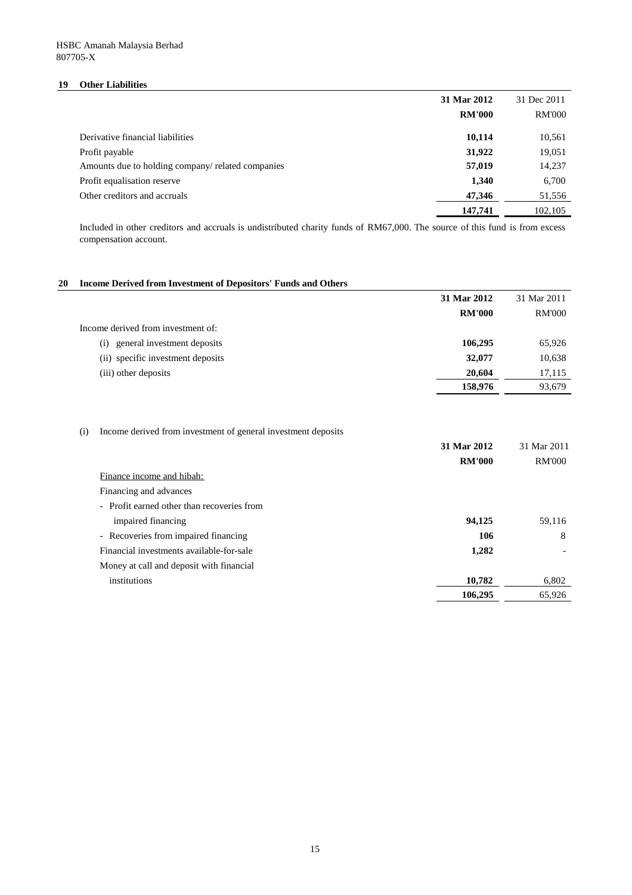## 19 Other Liabilities

| | 31 Mar 2012 | 31 Dec 2011 |
|---|---|---|
| | **RM'000** | RM'000 |
| Derivative financial liabilities | **10,114** | 10,561 |
| Profit payable | **31,922** | 19,051 |
| Amounts due to holding company/ related companies | **57,019** | 14,237 |
| Profit equalisation reserve | **1,340** | 6,700 |
| Other creditors and accruals | **47,346** | 51,556 |
| | **147,741** | 102,105 |

Included in other creditors and accruals is undistributed charity funds of RM67,000. The source of this fund is from excess compensation account.

## 20 Income Derived from Investment of Depositors' Funds and Others

| | 31 Mar 2012 | 31 Mar 2011 |
|---|---|---|
| | **RM'000** | RM'000 |
| Income derived from investment of: | | |
| (i) general investment deposits | **106,295** | 65,926 |
| (ii) specific investment deposits | **32,077** | 10,638 |
| (iii) other deposits | **20,604** | 17,115 |
| | **158,976** | 93,679 |

(i) Income derived from investment of general investment deposits

| | 31 Mar 2012 | 31 Mar 2011 |
|---|---|---|
| | **RM'000** | RM'000 |
| Finance income and hibah: | | |
| Financing and advances | | |
| - Profit earned other than recoveries from impaired financing | **94,125** | 59,116 |
| - Recoveries from impaired financing | **106** | 8 |
| Financial investments available-for-sale | **1,282** | - |
| Money at call and deposit with financial institutions | **10,782** | 6,802 |
| | **106,295** | 65,926 |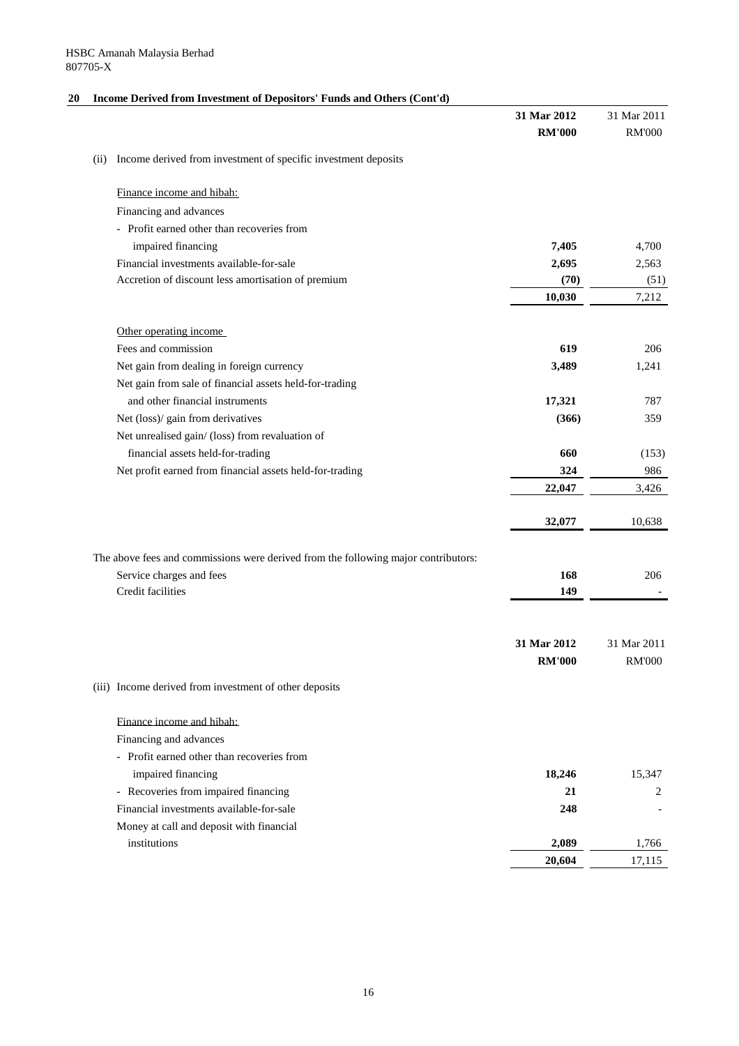HSBC Amanah Malaysia Berhad
807705-X

## 20 Income Derived from Investment of Depositors' Funds and Others (Cont'd)

| | 31 Mar 2012 RM'000 | 31 Mar 2011 RM'000 |
|---|---|---|
| **(ii) Income derived from investment of specific investment deposits** | | |
| Finance income and hibah: | | |
| Financing and advances | | |
| - Profit earned other than recoveries from impaired financing | **7,405** | 4,700 |
| Financial investments available-for-sale | **2,695** | 2,563 |
| Accretion of discount less amortisation of premium | **(70)** | (51) |
| | **10,030** | 7,212 |
| Other operating income | | |
| Fees and commission | **619** | 206 |
| Net gain from dealing in foreign currency | **3,489** | 1,241 |
| Net gain from sale of financial assets held-for-trading and other financial instruments | **17,321** | 787 |
| Net (loss)/ gain from derivatives | **(366)** | 359 |
| Net unrealised gain/ (loss) from revaluation of financial assets held-for-trading | **660** | (153) |
| Net profit earned from financial assets held-for-trading | **324** | 986 |
| | **22,047** | 3,426 |
| | **32,077** | 10,638 |

The above fees and commissions were derived from the following major contributors:

| | 31 Mar 2012 RM'000 | 31 Mar 2011 RM'000 |
|---|---|---|
| Service charges and fees | **168** | 206 |
| Credit facilities | **149** | - |

| | 31 Mar 2012 RM'000 | 31 Mar 2011 RM'000 |
|---|---|---|
| **(iii) Income derived from investment of other deposits** | | |
| Finance income and hibah: | | |
| Financing and advances | | |
| - Profit earned other than recoveries from impaired financing | **18,246** | 15,347 |
| - Recoveries from impaired financing | **21** | 2 |
| Financial investments available-for-sale | **248** | - |
| Money at call and deposit with financial institutions | **2,089** | 1,766 |
| | **20,604** | 17,115 |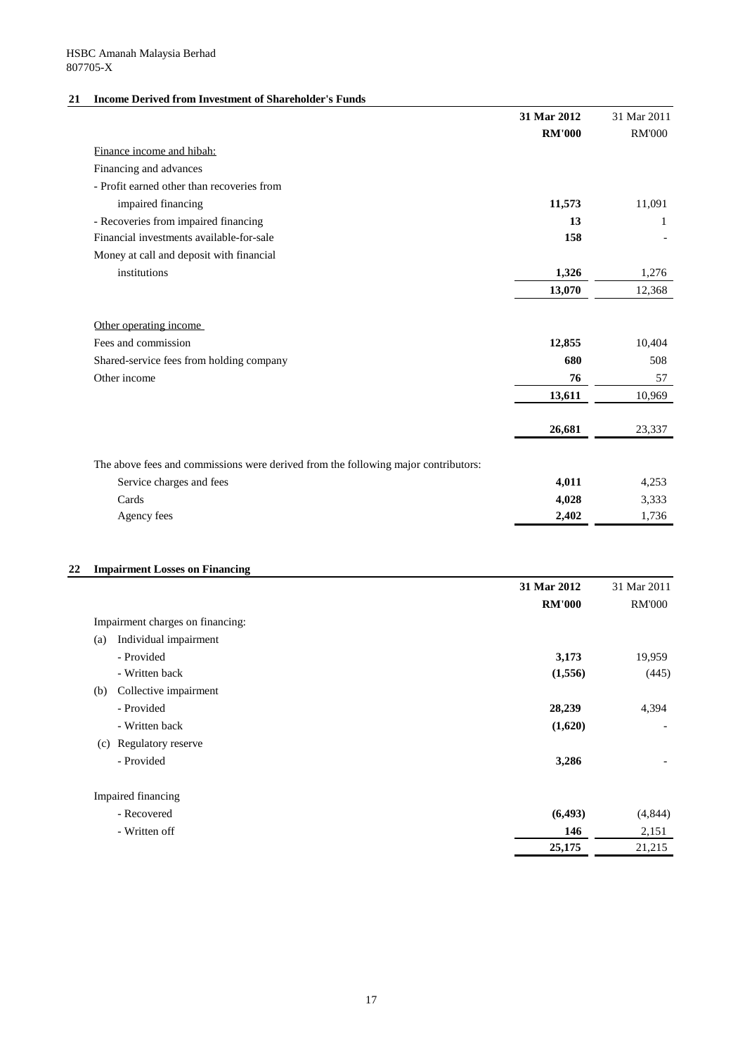HSBC Amanah Malaysia Berhad
807705-X

## 21 Income Derived from Investment of Shareholder's Funds

| | 31 Mar 2012 | 31 Mar 2011 |
|---|---|---|
| | **RM'000** | RM'000 |
| Finance income and hibah: | | |
| Financing and advances | | |
| - Profit earned other than recoveries from impaired financing | **11,573** | 11,091 |
| - Recoveries from impaired financing | **13** | 1 |
| Financial investments available-for-sale | **158** | - |
| Money at call and deposit with financial institutions | **1,326** | 1,276 |
| | **13,070** | 12,368 |
| Other operating income | | |
| Fees and commission | **12,855** | 10,404 |
| Shared-service fees from holding company | **680** | 508 |
| Other income | **76** | 57 |
| | **13,611** | 10,969 |
| | **26,681** | 23,337 |

The above fees and commissions were derived from the following major contributors:

| | 31 Mar 2012 | 31 Mar 2011 |
|---|---|---|
| Service charges and fees | **4,011** | 4,253 |
| Cards | **4,028** | 3,333 |
| Agency fees | **2,402** | 1,736 |

## 22 Impairment Losses on Financing

| | 31 Mar 2012 | 31 Mar 2011 |
|---|---|---|
| | **RM'000** | RM'000 |
| Impairment charges on financing: | | |
| (a) Individual impairment | | |
| - Provided | **3,173** | 19,959 |
| - Written back | **(1,556)** | (445) |
| (b) Collective impairment | | |
| - Provided | **28,239** | 4,394 |
| - Written back | **(1,620)** | - |
| (c) Regulatory reserve | | |
| - Provided | **3,286** | - |
| Impaired financing | | |
| - Recovered | **(6,493)** | (4,844) |
| - Written off | **146** | 2,151 |
| | **25,175** | 21,215 |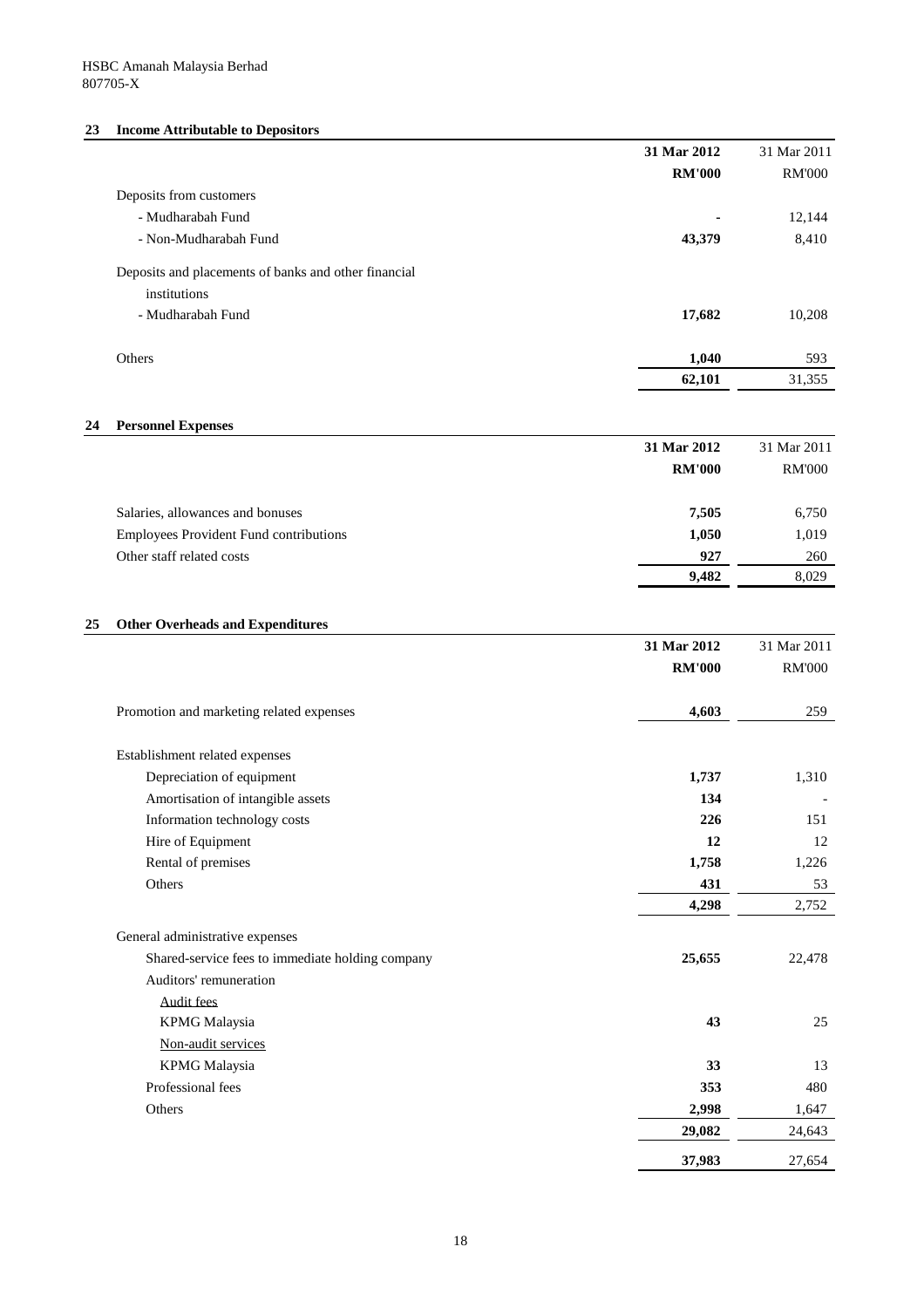HSBC Amanah Malaysia Berhad
807705-X

## 23 Income Attributable to Depositors

| | 31 Mar 2012 | 31 Mar 2011 |
|---|---|---|
| | **RM'000** | RM'000 |
| Deposits from customers | | |
| - Mudharabah Fund | **-** | 12,144 |
| - Non-Mudharabah Fund | **43,379** | 8,410 |
| Deposits and placements of banks and other financial institutions | | |
| - Mudharabah Fund | **17,682** | 10,208 |
| Others | **1,040** | 593 |
| | **62,101** | 31,355 |

## 24 Personnel Expenses

| | 31 Mar 2012 | 31 Mar 2011 |
|---|---|---|
| | **RM'000** | RM'000 |
| Salaries, allowances and bonuses | **7,505** | 6,750 |
| Employees Provident Fund contributions | **1,050** | 1,019 |
| Other staff related costs | **927** | 260 |
| | **9,482** | 8,029 |

## 25 Other Overheads and Expenditures

| | 31 Mar 2012 | 31 Mar 2011 |
|---|---|---|
| | **RM'000** | RM'000 |
| Promotion and marketing related expenses | **4,603** | 259 |
| Establishment related expenses | | |
| Depreciation of equipment | **1,737** | 1,310 |
| Amortisation of intangible assets | **134** | - |
| Information technology costs | **226** | 151 |
| Hire of Equipment | **12** | 12 |
| Rental of premises | **1,758** | 1,226 |
| Others | **431** | 53 |
| | **4,298** | 2,752 |
| General administrative expenses | | |
| Shared-service fees to immediate holding company | **25,655** | 22,478 |
| Auditors' remuneration | | |
| Audit fees | | |
| KPMG Malaysia | **43** | 25 |
| Non-audit services | | |
| KPMG Malaysia | **33** | 13 |
| Professional fees | **353** | 480 |
| Others | **2,998** | 1,647 |
| | **29,082** | 24,643 |
| | **37,983** | 27,654 |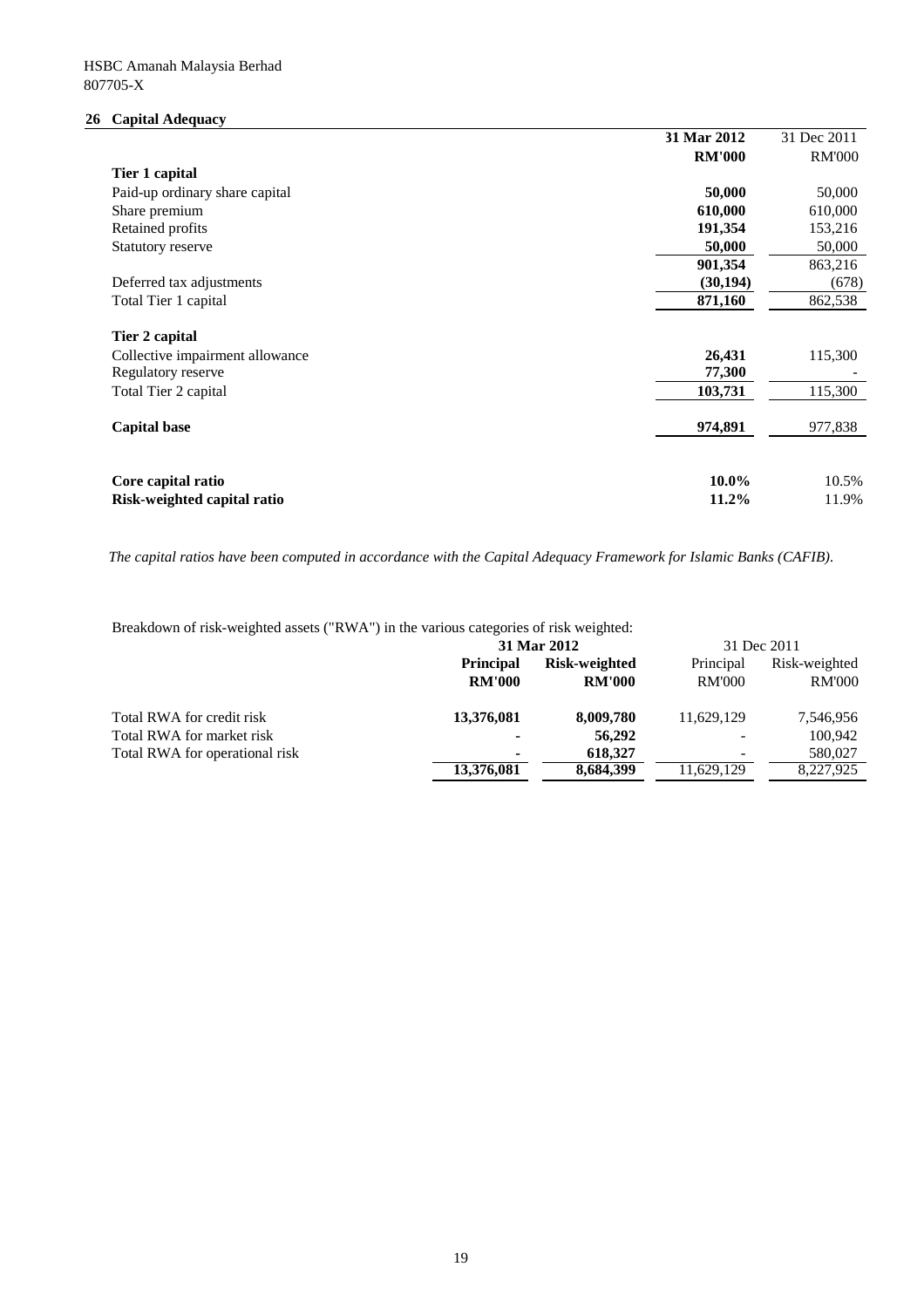HSBC Amanah Malaysia Berhad
807705-X

## 26 Capital Adequacy

| | 31 Mar 2012 | 31 Dec 2011 |
|---|---|---|
| | **RM'000** | RM'000 |
| **Tier 1 capital** | | |
| Paid-up ordinary share capital | **50,000** | 50,000 |
| Share premium | **610,000** | 610,000 |
| Retained profits | **191,354** | 153,216 |
| Statutory reserve | **50,000** | 50,000 |
| | **901,354** | 863,216 |
| Deferred tax adjustments | **(30,194)** | (678) |
| Total Tier 1 capital | **871,160** | 862,538 |
| **Tier 2 capital** | | |
| Collective impairment allowance | **26,431** | 115,300 |
| Regulatory reserve | **77,300** | - |
| Total Tier 2 capital | **103,731** | 115,300 |
| **Capital base** | **974,891** | 977,838 |
| **Core capital ratio** | **10.0%** | 10.5% |
| **Risk-weighted capital ratio** | **11.2%** | 11.9% |

*The capital ratios have been computed in accordance with the Capital Adequacy Framework for Islamic Banks (CAFIB).*

Breakdown of risk-weighted assets ("RWA") in the various categories of risk weighted:

| | 31 Mar 2012 | | 31 Dec 2011 | |
|---|---|---|---|---|
| | **Principal** | **Risk-weighted** | Principal | Risk-weighted |
| | **RM'000** | **RM'000** | RM'000 | RM'000 |
| Total RWA for credit risk | **13,376,081** | **8,009,780** | 11,629,129 | 7,546,956 |
| Total RWA for market risk | **-** | **56,292** | - | 100,942 |
| Total RWA for operational risk | **-** | **618,327** | - | 580,027 |
| | **13,376,081** | **8,684,399** | 11,629,129 | 8,227,925 |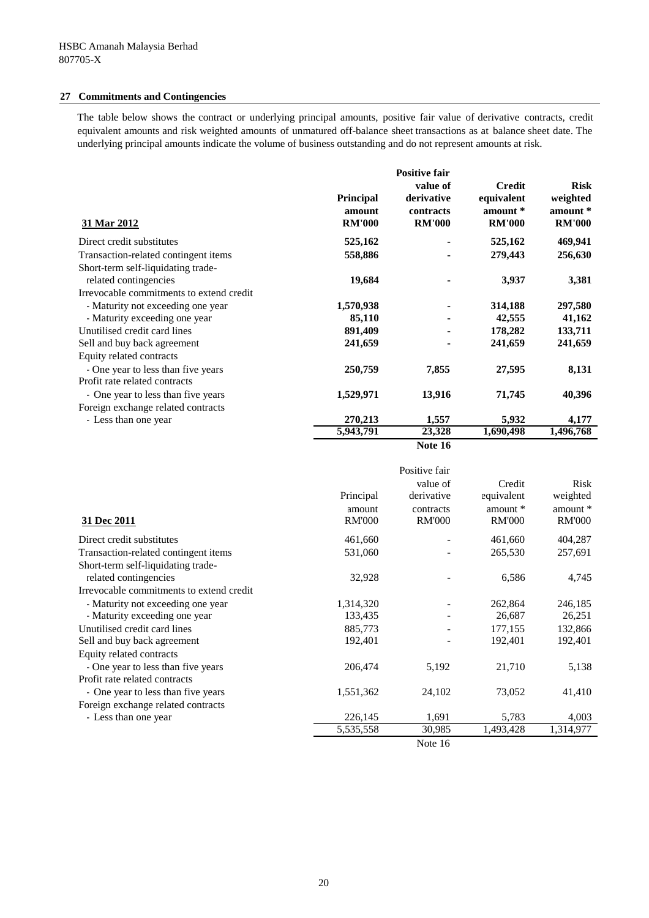HSBC Amanah Malaysia Berhad
807705-X

## 27 Commitments and Contingencies

The table below shows the contract or underlying principal amounts, positive fair value of derivative contracts, credit equivalent amounts and risk weighted amounts of unmatured off-balance sheet transactions as at balance sheet date. The underlying principal amounts indicate the volume of business outstanding and do not represent amounts at risk.

| **31 Mar 2012** | **Principal amount RM'000** | **Positive fair value of derivative contracts RM'000** | **Credit equivalent amount * RM'000** | **Risk weighted amount * RM'000** |
|---|---|---|---|---|
| Direct credit substitutes | **525,162** | **-** | **525,162** | **469,941** |
| Transaction-related contingent items | **558,886** | **-** | **279,443** | **256,630** |
| Short-term self-liquidating trade-related contingencies | **19,684** | **-** | **3,937** | **3,381** |
| Irrevocable commitments to extend credit | | | | |
| - Maturity not exceeding one year | **1,570,938** | **-** | **314,188** | **297,580** |
| - Maturity exceeding one year | **85,110** | **-** | **42,555** | **41,162** |
| Unutilised credit card lines | **891,409** | **-** | **178,282** | **133,711** |
| Sell and buy back agreement | **241,659** | **-** | **241,659** | **241,659** |
| Equity related contracts | | | | |
| - One year to less than five years | **250,759** | **7,855** | **27,595** | **8,131** |
| Profit rate related contracts | | | | |
| - One year to less than five years | **1,529,971** | **13,916** | **71,745** | **40,396** |
| Foreign exchange related contracts | | | | |
| - Less than one year | **270,213** | **1,557** | **5,932** | **4,177** |
| | **5,943,791** | **23,328** | **1,690,498** | **1,496,768** |
| | | **Note 16** | | |

| 31 Dec 2011 | Principal amount RM'000 | Positive fair value of derivative contracts RM'000 | Credit equivalent amount * RM'000 | Risk weighted amount * RM'000 |
|---|---|---|---|---|
| Direct credit substitutes | 461,660 | - | 461,660 | 404,287 |
| Transaction-related contingent items | 531,060 | - | 265,530 | 257,691 |
| Short-term self-liquidating trade-related contingencies | 32,928 | - | 6,586 | 4,745 |
| Irrevocable commitments to extend credit | | | | |
| - Maturity not exceeding one year | 1,314,320 | - | 262,864 | 246,185 |
| - Maturity exceeding one year | 133,435 | - | 26,687 | 26,251 |
| Unutilised credit card lines | 885,773 | - | 177,155 | 132,866 |
| Sell and buy back agreement | 192,401 | - | 192,401 | 192,401 |
| Equity related contracts | | | | |
| - One year to less than five years | 206,474 | 5,192 | 21,710 | 5,138 |
| Profit rate related contracts | | | | |
| - One year to less than five years | 1,551,362 | 24,102 | 73,052 | 41,410 |
| Foreign exchange related contracts | | | | |
| - Less than one year | 226,145 | 1,691 | 5,783 | 4,003 |
| | 5,535,558 | 30,985 | 1,493,428 | 1,314,977 |
| | | Note 16 | | |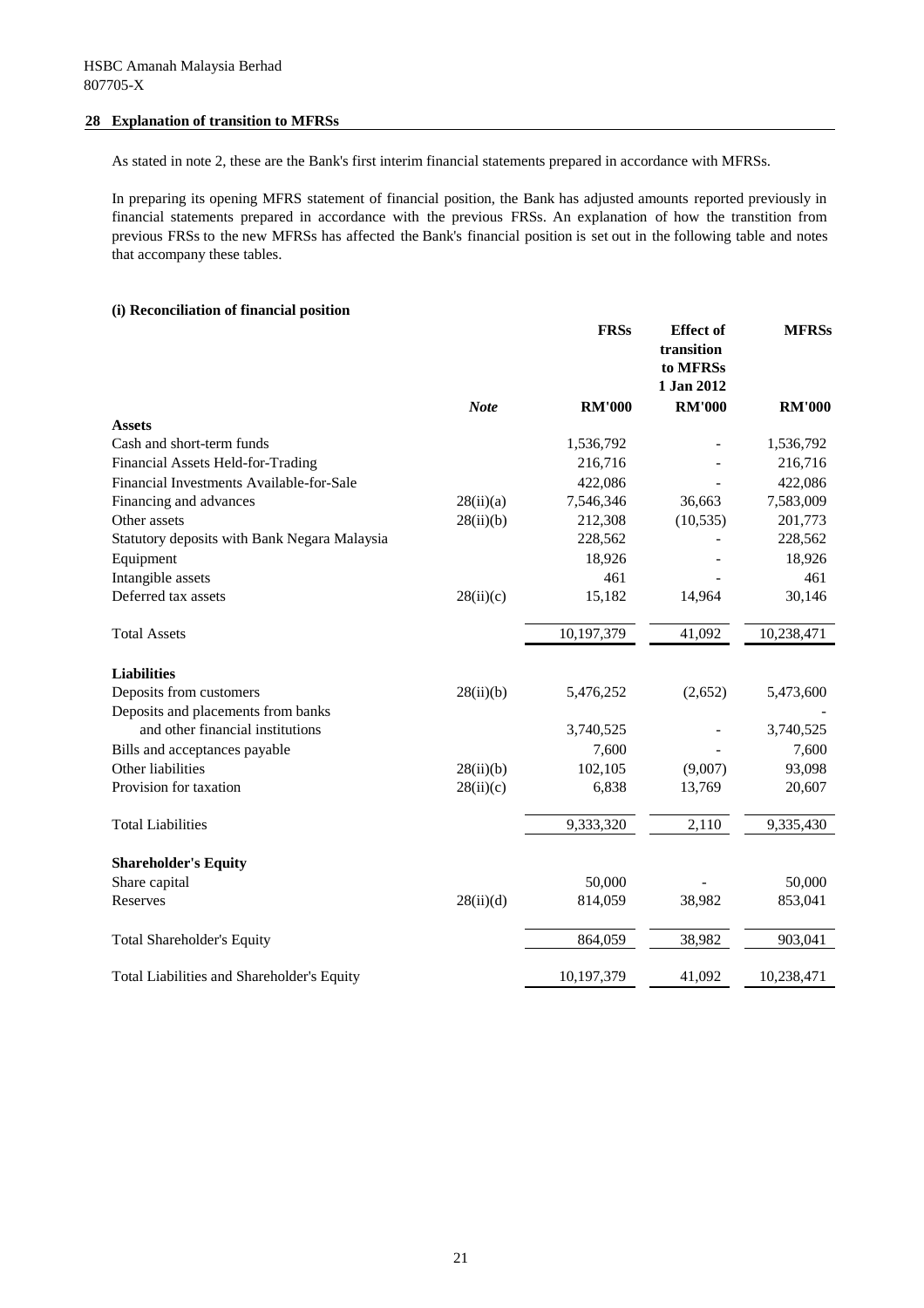HSBC Amanah Malaysia Berhad
807705-X

## 28 Explanation of transition to MFRSs

As stated in note 2, these are the Bank's first interim financial statements prepared in accordance with MFRSs.

In preparing its opening MFRS statement of financial position, the Bank has adjusted amounts reported previously in financial statements prepared in accordance with the previous FRSs. An explanation of how the transtition from previous FRSs to the new MFRSs has affected the Bank's financial position is set out in the following table and notes that accompany these tables.

### (i) Reconciliation of financial position

| | *Note* | FRSs | Effect of transition to MFRSs 1 Jan 2012 | MFRSs |
|---|---|---|---|---|
| | | RM'000 | RM'000 | RM'000 |
| **Assets** | | | | |
| Cash and short-term funds | | 1,536,792 | - | 1,536,792 |
| Financial Assets Held-for-Trading | | 216,716 | - | 216,716 |
| Financial Investments Available-for-Sale | | 422,086 | - | 422,086 |
| Financing and advances | 28(ii)(a) | 7,546,346 | 36,663 | 7,583,009 |
| Other assets | 28(ii)(b) | 212,308 | (10,535) | 201,773 |
| Statutory deposits with Bank Negara Malaysia | | 228,562 | - | 228,562 |
| Equipment | | 18,926 | - | 18,926 |
| Intangible assets | | 461 | - | 461 |
| Deferred tax assets | 28(ii)(c) | 15,182 | 14,964 | 30,146 |
| Total Assets | | 10,197,379 | 41,092 | 10,238,471 |
| **Liabilities** | | | | |
| Deposits from customers | 28(ii)(b) | 5,476,252 | (2,652) | 5,473,600 |
| Deposits and placements from banks and other financial institutions | | 3,740,525 | - | 3,740,525 |
| Bills and acceptances payable | | 7,600 | - | 7,600 |
| Other liabilities | 28(ii)(b) | 102,105 | (9,007) | 93,098 |
| Provision for taxation | 28(ii)(c) | 6,838 | 13,769 | 20,607 |
| Total Liabilities | | 9,333,320 | 2,110 | 9,335,430 |
| **Shareholder's Equity** | | | | |
| Share capital | | 50,000 | - | 50,000 |
| Reserves | 28(ii)(d) | 814,059 | 38,982 | 853,041 |
| Total Shareholder's Equity | | 864,059 | 38,982 | 903,041 |
| Total Liabilities and Shareholder's Equity | | 10,197,379 | 41,092 | 10,238,471 |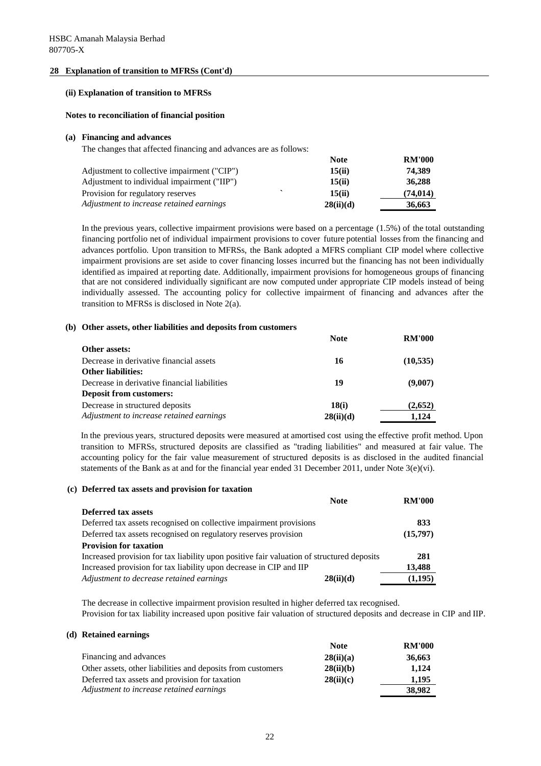HSBC Amanah Malaysia Berhad
807705-X

## 28 Explanation of transition to MFRSs (Cont'd)

### (ii) Explanation of transition to MFRSs

#### Notes to reconciliation of financial position

**(a) Financing and advances**

The changes that affected financing and advances are as follows:

| | Note | RM'000 |
|---|---|---|
| Adjustment to collective impairment ("CIP") | 15(ii) | 74,389 |
| Adjustment to individual impairment ("IIP") | 15(ii) | 36,288 |
| Provision for regulatory reserves | 15(ii) | (74,014) |
| *Adjustment to increase retained earnings* | 28(ii)(d) | 36,663 |

In the previous years, collective impairment provisions were based on a percentage (1.5%) of the total outstanding financing portfolio net of individual impairment provisions to cover future potential losses from the financing and advances portfolio. Upon transition to MFRSs, the Bank adopted a MFRS compliant CIP model where collective impairment provisions are set aside to cover financing losses incurred but the financing has not been individually identified as impaired at reporting date. Additionally, impairment provisions for homogeneous groups of financing that are not considered individually significant are now computed under appropriate CIP models instead of being individually assessed. The accounting policy for collective impairment of financing and advances after the transition to MFRSs is disclosed in Note 2(a).

**(b) Other assets, other liabilities and deposits from customers**

| | Note | RM'000 |
|---|---|---|
| **Other assets:** | | |
| Decrease in derivative financial assets | 16 | (10,535) |
| **Other liabilities:** | | |
| Decrease in derivative financial liabilities | 19 | (9,007) |
| **Deposit from customers:** | | |
| Decrease in structured deposits | 18(i) | (2,652) |
| *Adjustment to increase retained earnings* | 28(ii)(d) | 1,124 |

In the previous years, structured deposits were measured at amortised cost using the effective profit method. Upon transition to MFRSs, structured deposits are classified as "trading liabilities" and measured at fair value. The accounting policy for the fair value measurement of structured deposits is as disclosed in the audited financial statements of the Bank as at and for the financial year ended 31 December 2011, under Note 3(e)(vi).

**(c) Deferred tax assets and provision for taxation**

| | Note | RM'000 |
|---|---|---|
| **Deferred tax assets** | | |
| Deferred tax assets recognised on collective impairment provisions | | 833 |
| Deferred tax assets recognised on regulatory reserves provision | | (15,797) |
| **Provision for taxation** | | |
| Increased provision for tax liability upon positive fair valuation of structured deposits | | 281 |
| Increased provision for tax liability upon decrease in CIP and IIP | | 13,488 |
| *Adjustment to decrease retained earnings* | 28(ii)(d) | (1,195) |

The decrease in collective impairment provision resulted in higher deferred tax recognised.
Provision for tax liability increased upon positive fair valuation of structured deposits and decrease in CIP and IIP.

**(d) Retained earnings**

| | Note | RM'000 |
|---|---|---|
| Financing and advances | 28(ii)(a) | 36,663 |
| Other assets, other liabilities and deposits from customers | 28(ii)(b) | 1,124 |
| Deferred tax assets and provision for taxation | 28(ii)(c) | 1,195 |
| *Adjustment to increase retained earnings* | | 38,982 |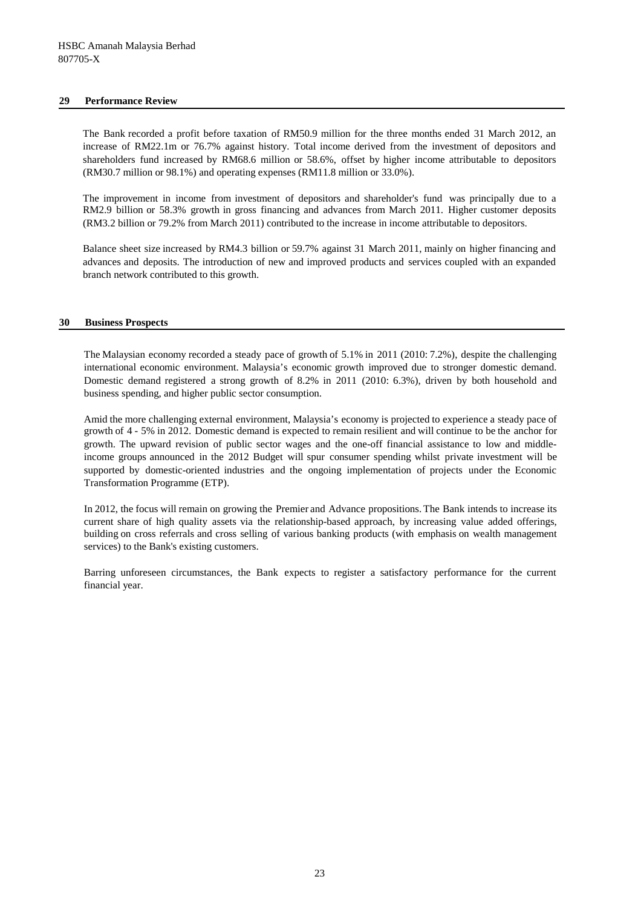HSBC Amanah Malaysia Berhad
807705-X

## 29 Performance Review

The Bank recorded a profit before taxation of RM50.9 million for the three months ended 31 March 2012, an increase of RM22.1m or 76.7% against history. Total income derived from the investment of depositors and shareholders fund increased by RM68.6 million or 58.6%, offset by higher income attributable to depositors (RM30.7 million or 98.1%) and operating expenses (RM11.8 million or 33.0%).

The improvement in income from investment of depositors and shareholder's fund was principally due to a RM2.9 billion or 58.3% growth in gross financing and advances from March 2011. Higher customer deposits (RM3.2 billion or 79.2% from March 2011) contributed to the increase in income attributable to depositors.

Balance sheet size increased by RM4.3 billion or 59.7% against 31 March 2011, mainly on higher financing and advances and deposits. The introduction of new and improved products and services coupled with an expanded branch network contributed to this growth.

## 30 Business Prospects

The Malaysian economy recorded a steady pace of growth of 5.1% in 2011 (2010: 7.2%), despite the challenging international economic environment. Malaysia's economic growth improved due to stronger domestic demand. Domestic demand registered a strong growth of 8.2% in 2011 (2010: 6.3%), driven by both household and business spending, and higher public sector consumption.

Amid the more challenging external environment, Malaysia's economy is projected to experience a steady pace of growth of 4 - 5% in 2012. Domestic demand is expected to remain resilient and will continue to be the anchor for growth. The upward revision of public sector wages and the one-off financial assistance to low and middle-income groups announced in the 2012 Budget will spur consumer spending whilst private investment will be supported by domestic-oriented industries and the ongoing implementation of projects under the Economic Transformation Programme (ETP).

In 2012, the focus will remain on growing the Premier and Advance propositions. The Bank intends to increase its current share of high quality assets via the relationship-based approach, by increasing value added offerings, building on cross referrals and cross selling of various banking products (with emphasis on wealth management services) to the Bank's existing customers.

Barring unforeseen circumstances, the Bank expects to register a satisfactory performance for the current financial year.